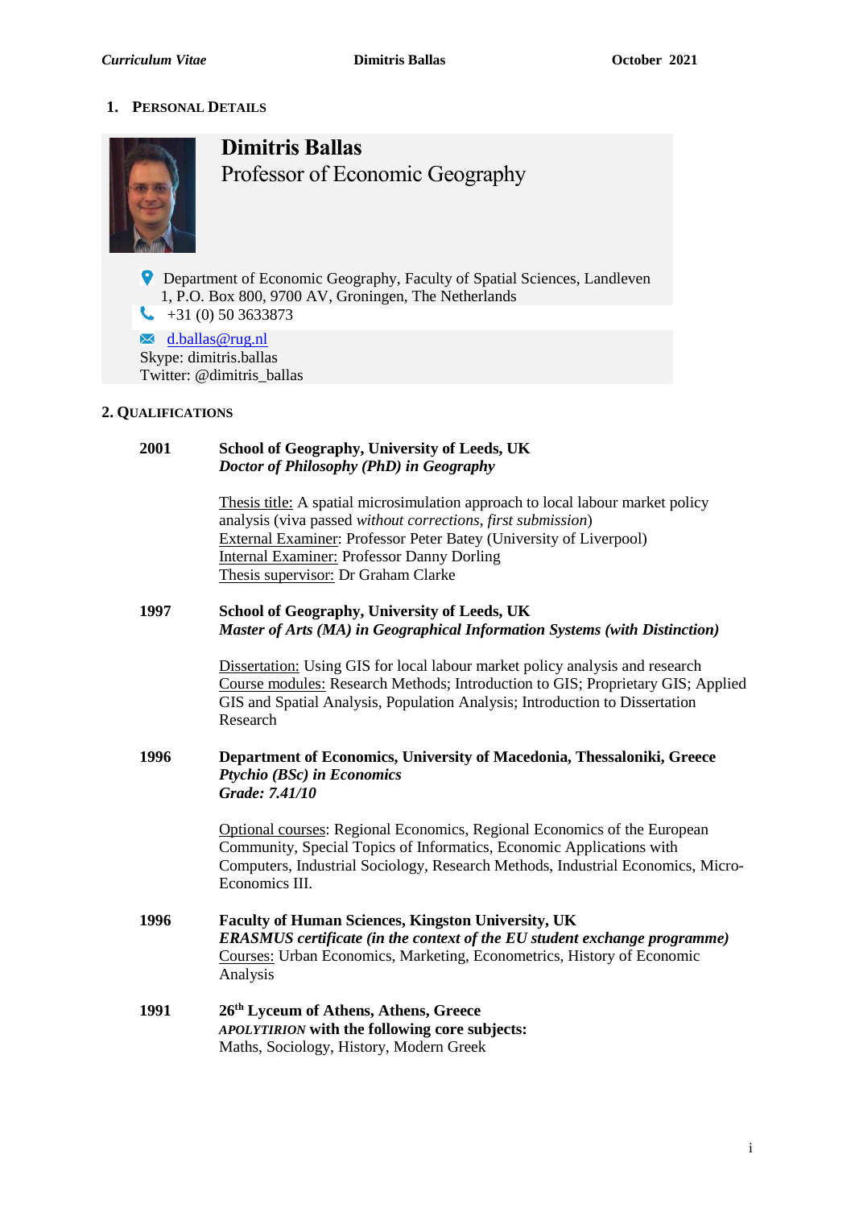## 1. Personal Details

**Dimitris Ballas**
Professor of Economic Geography

Department of Economic Geography, Faculty of Spatial Sciences, Landleven 1, P.O. Box 800, 9700 AV, Groningen, The Netherlands
+31 (0) 50 3633873
d.ballas@rug.nl
Skype: dimitris.ballas
Twitter: @dimitris_ballas

## 2. Qualifications

**2001** **School of Geography, University of Leeds, UK**
***Doctor of Philosophy (PhD) in Geography***

Thesis title: A spatial microsimulation approach to local labour market policy analysis (viva passed *without corrections*, *first submission*)
External Examiner: Professor Peter Batey (University of Liverpool)
Internal Examiner: Professor Danny Dorling
Thesis supervisor: Dr Graham Clarke

**1997** **School of Geography, University of Leeds, UK**
***Master of Arts (MA) in Geographical Information Systems (with Distinction)***

Dissertation: Using GIS for local labour market policy analysis and research
Course modules: Research Methods; Introduction to GIS; Proprietary GIS; Applied GIS and Spatial Analysis, Population Analysis; Introduction to Dissertation Research

**1996** **Department of Economics, University of Macedonia, Thessaloniki, Greece**
***Ptychio (BSc) in Economics***
***Grade: 7.41/10***

Optional courses: Regional Economics, Regional Economics of the European Community, Special Topics of Informatics, Economic Applications with Computers, Industrial Sociology, Research Methods, Industrial Economics, Micro-Economics III.

**1996** **Faculty of Human Sciences, Kingston University, UK**
***ERASMUS certificate (in the context of the EU student exchange programme)***
Courses: Urban Economics, Marketing, Econometrics, History of Economic Analysis

**1991** **26th Lyceum of Athens, Athens, Greece**
***APOLYTIRION* with the following core subjects:**
Maths, Sociology, History, Modern Greek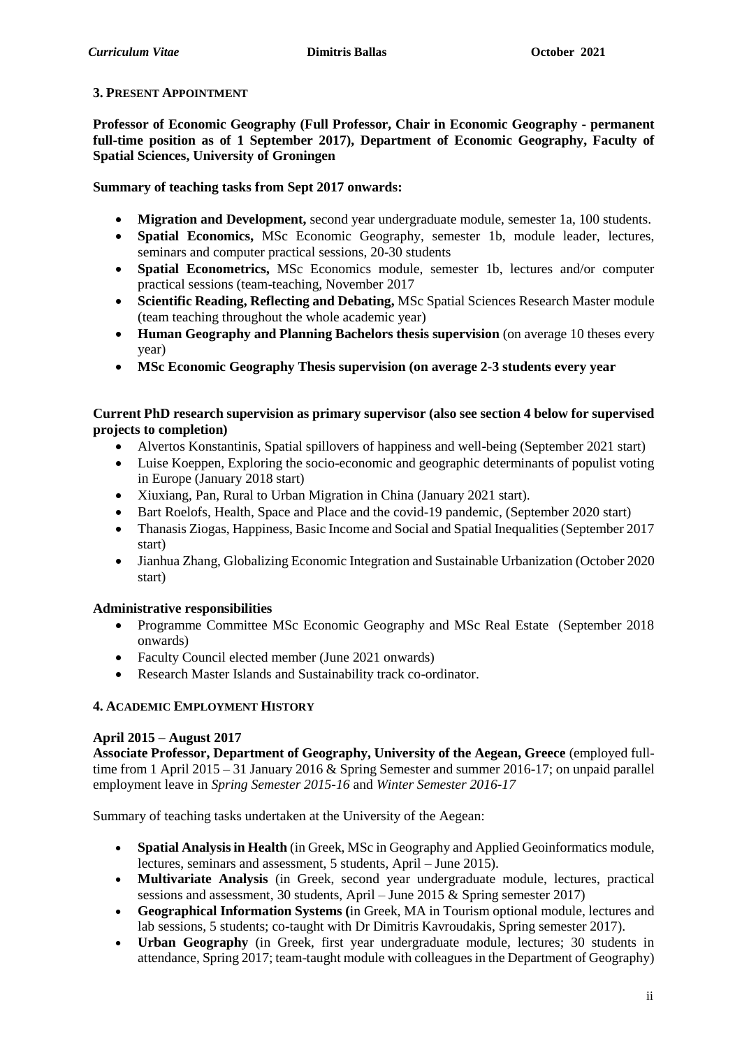## 3. Present Appointment

**Professor of Economic Geography (Full Professor, Chair in Economic Geography - permanent full-time position as of 1 September 2017), Department of Economic Geography, Faculty of Spatial Sciences, University of Groningen**

**Summary of teaching tasks from Sept 2017 onwards:**

- **Migration and Development,** second year undergraduate module, semester 1a, 100 students.
- **Spatial Economics,** MSc Economic Geography, semester 1b, module leader, lectures, seminars and computer practical sessions, 20-30 students
- **Spatial Econometrics,** MSc Economics module, semester 1b, lectures and/or computer practical sessions (team-teaching, November 2017
- **Scientific Reading, Reflecting and Debating,** MSc Spatial Sciences Research Master module (team teaching throughout the whole academic year)
- **Human Geography and Planning Bachelors thesis supervision** (on average 10 theses every year)
- **MSc Economic Geography Thesis supervision (on average 2-3 students every year**

**Current PhD research supervision as primary supervisor (also see section 4 below for supervised projects to completion)**

- Alvertos Konstantinis, Spatial spillovers of happiness and well-being (September 2021 start)
- Luise Koeppen, Exploring the socio-economic and geographic determinants of populist voting in Europe (January 2018 start)
- Xiuxiang, Pan, Rural to Urban Migration in China (January 2021 start).
- Bart Roelofs, Health, Space and Place and the covid-19 pandemic, (September 2020 start)
- Thanasis Ziogas, Happiness, Basic Income and Social and Spatial Inequalities (September 2017 start)
- Jianhua Zhang, Globalizing Economic Integration and Sustainable Urbanization (October 2020 start)

**Administrative responsibilities**

- Programme Committee MSc Economic Geography and MSc Real Estate (September 2018 onwards)
- Faculty Council elected member (June 2021 onwards)
- Research Master Islands and Sustainability track co-ordinator.

## 4. Academic Employment History

**April 2015 – August 2017**
**Associate Professor, Department of Geography, University of the Aegean, Greece** (employed full-time from 1 April 2015 – 31 January 2016 & Spring Semester and summer 2016-17; on unpaid parallel employment leave in *Spring Semester 2015-16* and *Winter Semester 2016-17*

Summary of teaching tasks undertaken at the University of the Aegean:

- **Spatial Analysis in Health** (in Greek, MSc in Geography and Applied Geoinformatics module, lectures, seminars and assessment, 5 students, April – June 2015).
- **Multivariate Analysis** (in Greek, second year undergraduate module, lectures, practical sessions and assessment, 30 students, April – June 2015 & Spring semester 2017)
- **Geographical Information Systems (**in Greek, MA in Tourism optional module, lectures and lab sessions, 5 students; co-taught with Dr Dimitris Kavroudakis, Spring semester 2017).
- **Urban Geography** (in Greek, first year undergraduate module, lectures; 30 students in attendance, Spring 2017; team-taught module with colleagues in the Department of Geography)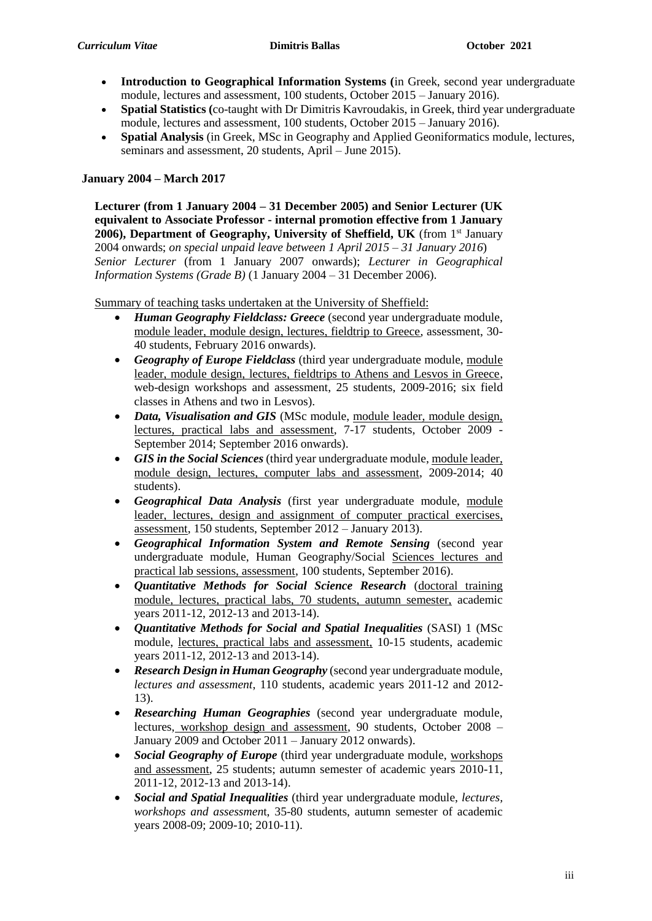- **Introduction to Geographical Information Systems (**in Greek, second year undergraduate module, lectures and assessment, 100 students, October 2015 – January 2016).
- **Spatial Statistics (**co-taught with Dr Dimitris Kavroudakis, in Greek, third year undergraduate module, lectures and assessment, 100 students, October 2015 – January 2016).
- **Spatial Analysis** (in Greek, MSc in Geography and Applied Geoniformatics module, lectures, seminars and assessment, 20 students, April – June 2015).

**January 2004 – March 2017**

**Lecturer (from 1 January 2004 – 31 December 2005) and Senior Lecturer (UK equivalent to Associate Professor - internal promotion effective from 1 January 2006), Department of Geography, University of Sheffield, UK** (from 1st January 2004 onwards; *on special unpaid leave between 1 April 2015 – 31 January 2016*) *Senior Lecturer* (from 1 January 2007 onwards); *Lecturer in Geographical Information Systems (Grade B)* (1 January 2004 – 31 December 2006).

Summary of teaching tasks undertaken at the University of Sheffield:

- ***Human Geography Fieldclass: Greece*** (second year undergraduate module, module leader, module design, lectures, fieldtrip to Greece, assessment, 30-40 students, February 2016 onwards).
- ***Geography of Europe Fieldclass*** (third year undergraduate module, module leader, module design, lectures, fieldtrips to Athens and Lesvos in Greece, web-design workshops and assessment, 25 students, 2009-2016; six field classes in Athens and two in Lesvos).
- ***Data, Visualisation and GIS*** (MSc module, module leader, module design, lectures, practical labs and assessment, 7-17 students, October 2009 - September 2014; September 2016 onwards).
- ***GIS in the Social Sciences*** (third year undergraduate module, module leader, module design, lectures, computer labs and assessment, 2009-2014; 40 students).
- ***Geographical Data Analysis*** (first year undergraduate module, module leader, lectures, design and assignment of computer practical exercises, assessment, 150 students, September 2012 – January 2013).
- ***Geographical Information System and Remote Sensing*** (second year undergraduate module, Human Geography/Social Sciences lectures and practical lab sessions, assessment, 100 students, September 2016).
- ***Quantitative Methods for Social Science Research*** (doctoral training module, lectures, practical labs, 70 students, autumn semester, academic years 2011-12, 2012-13 and 2013-14).
- ***Quantitative Methods for Social and Spatial Inequalities*** (SASI) 1 (MSc module, lectures, practical labs and assessment, 10-15 students, academic years 2011-12, 2012-13 and 2013-14).
- ***Research Design in Human Geography*** (second year undergraduate module, *lectures and assessment*, 110 students, academic years 2011-12 and 2012-13).
- ***Researching Human Geographies*** (second year undergraduate module, lectures, workshop design and assessment, 90 students, October 2008 – January 2009 and October 2011 – January 2012 onwards).
- ***Social Geography of Europe*** (third year undergraduate module, workshops and assessment, 25 students; autumn semester of academic years 2010-11, 2011-12, 2012-13 and 2013-14).
- ***Social and Spatial Inequalities*** (third year undergraduate module, *lectures, workshops and assessment*, 35-80 students, autumn semester of academic years 2008-09; 2009-10; 2010-11).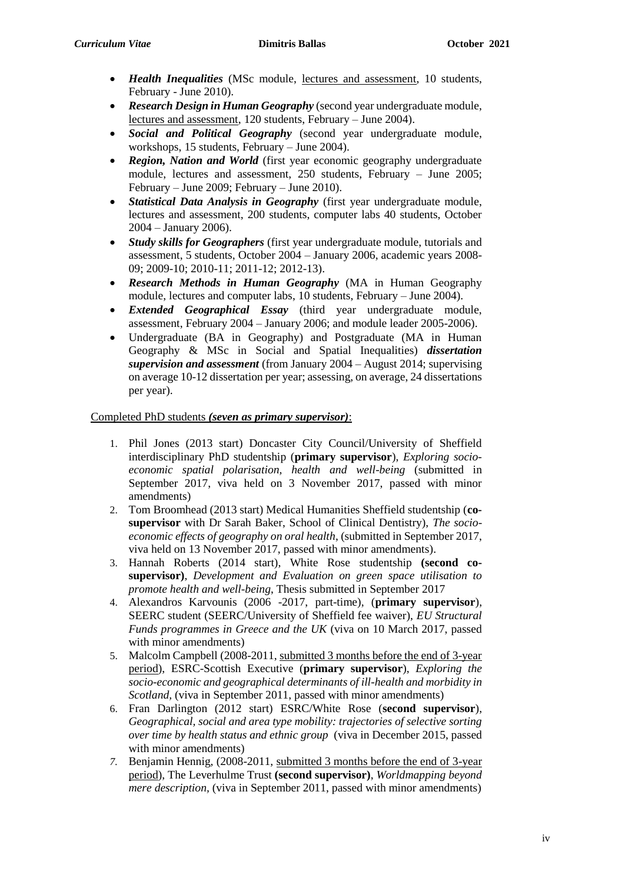- ***Health Inequalities*** (MSc module, <u>lectures and assessment</u>, 10 students, February - June 2010).
- ***Research Design in Human Geography*** (second year undergraduate module, <u>lectures and assessment</u>, 120 students, February – June 2004).
- ***Social and Political Geography*** (second year undergraduate module, workshops, 15 students, February – June 2004).
- ***Region, Nation and World*** (first year economic geography undergraduate module, lectures and assessment, 250 students, February – June 2005; February – June 2009; February – June 2010).
- ***Statistical Data Analysis in Geography*** (first year undergraduate module, lectures and assessment, 200 students, computer labs 40 students, October 2004 – January 2006).
- ***Study skills for Geographers*** (first year undergraduate module, tutorials and assessment, 5 students, October 2004 – January 2006, academic years 2008-09; 2009-10; 2010-11; 2011-12; 2012-13).
- ***Research Methods in Human Geography*** (MA in Human Geography module, lectures and computer labs, 10 students, February – June 2004).
- ***Extended Geographical Essay*** (third year undergraduate module, assessment, February 2004 – January 2006; and module leader 2005-2006).
- Undergraduate (BA in Geography) and Postgraduate (MA in Human Geography & MSc in Social and Spatial Inequalities) ***dissertation supervision and assessment*** (from January 2004 – August 2014; supervising on average 10-12 dissertation per year; assessing, on average, 24 dissertations per year).

<u>Completed PhD students ***(seven as primary supervisor)***:</u>

1. Phil Jones (2013 start) Doncaster City Council/University of Sheffield interdisciplinary PhD studentship (**primary supervisor**), *Exploring socio-economic spatial polarisation, health and well-being* (submitted in September 2017, viva held on 3 November 2017, passed with minor amendments)
2. Tom Broomhead (2013 start) Medical Humanities Sheffield studentship (**co-supervisor** with Dr Sarah Baker, School of Clinical Dentistry), *The socio-economic effects of geography on oral health*, (submitted in September 2017, viva held on 13 November 2017, passed with minor amendments).
3. Hannah Roberts (2014 start), White Rose studentship **(second co-supervisor)**, *Development and Evaluation on green space utilisation to promote health and well-being*, Thesis submitted in September 2017
4. Alexandros Karvounis (2006 -2017, part-time), (**primary supervisor**), SEERC student (SEERC/University of Sheffield fee waiver), *EU Structural Funds programmes in Greece and the UK* (viva on 10 March 2017, passed with minor amendments)
5. Malcolm Campbell (2008-2011, <u>submitted 3 months before the end of 3-year period</u>), ESRC-Scottish Executive (**primary supervisor**), *Exploring the socio-economic and geographical determinants of ill-health and morbidity in Scotland,* (viva in September 2011, passed with minor amendments)
6. Fran Darlington (2012 start) ESRC/White Rose (**second supervisor**), *Geographical, social and area type mobility: trajectories of selective sorting over time by health status and ethnic group* (viva in December 2015, passed with minor amendments)
7. Benjamin Hennig, (2008-2011, <u>submitted 3 months before the end of 3-year period</u>), The Leverhulme Trust **(second supervisor)**, *Worldmapping beyond mere description*, (viva in September 2011, passed with minor amendments)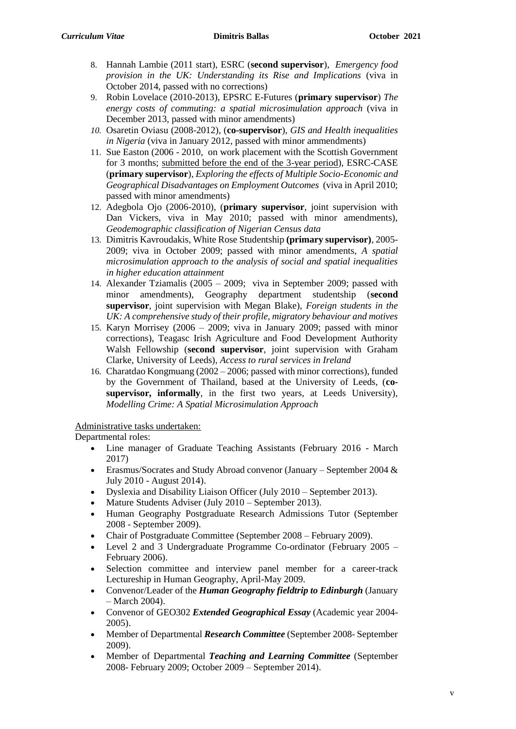8. Hannah Lambie (2011 start), ESRC (**second supervisor**), *Emergency food provision in the UK: Understanding its Rise and Implications* (viva in October 2014, passed with no corrections)
9. Robin Lovelace (2010-2013), EPSRC E-Futures (**primary supervisor**) *The energy costs of commuting: a spatial microsimulation approach* (viva in December 2013, passed with minor amendments)
10. Osaretin Oviasu (2008-2012), (**co-supervisor**), *GIS and Health inequalities in Nigeria* (viva in January 2012, passed with minor ammendments)
11. Sue Easton (2006 - 2010, on work placement with the Scottish Government for 3 months; submitted before the end of the 3-year period), ESRC-CASE (**primary supervisor**), *Exploring the effects of Multiple Socio-Economic and Geographical Disadvantages on Employment Outcomes* (viva in April 2010; passed with minor amendments)
12. Adegbola Ojo (2006-2010), (**primary supervisor**, joint supervision with Dan Vickers, viva in May 2010; passed with minor amendments), *Geodemographic classification of Nigerian Census data*
13. Dimitris Kavroudakis, White Rose Studentship **(primary supervisor)**, 2005-2009; viva in October 2009; passed with minor amendments, *A spatial microsimulation approach to the analysis of social and spatial inequalities in higher education attainment*
14. Alexander Tziamalis (2005 – 2009; viva in September 2009; passed with minor amendments), Geography department studentship (**second supervisor**, joint supervision with Megan Blake), *Foreign students in the UK: A comprehensive study of their profile, migratory behaviour and motives*
15. Karyn Morrisey (2006 – 2009; viva in January 2009; passed with minor corrections), Teagasc Irish Agriculture and Food Development Authority Walsh Fellowship (**second supervisor**, joint supervision with Graham Clarke, University of Leeds), *Access to rural services in Ireland*
16. Charatdao Kongmuang (2002 – 2006; passed with minor corrections), funded by the Government of Thailand, based at the University of Leeds, (**co-supervisor, informally**, in the first two years, at Leeds University), *Modelling Crime: A Spatial Microsimulation Approach*

Administrative tasks undertaken:

Departmental roles:

- Line manager of Graduate Teaching Assistants (February 2016 - March 2017)
- Erasmus/Socrates and Study Abroad convenor (January – September 2004 & July 2010 - August 2014).
- Dyslexia and Disability Liaison Officer (July 2010 – September 2013).
- Mature Students Adviser (July 2010 – September 2013).
- Human Geography Postgraduate Research Admissions Tutor (September 2008 - September 2009).
- Chair of Postgraduate Committee (September 2008 – February 2009).
- Level 2 and 3 Undergraduate Programme Co-ordinator (February 2005 – February 2006).
- Selection committee and interview panel member for a career-track Lectureship in Human Geography, April-May 2009.
- Convenor/Leader of the ***Human Geography fieldtrip to Edinburgh*** (January – March 2004).
- Convenor of GEO302 ***Extended Geographical Essay*** (Academic year 2004-2005).
- Member of Departmental ***Research Committee*** (September 2008- September 2009).
- Member of Departmental ***Teaching and Learning Committee*** (September 2008- February 2009; October 2009 – September 2014).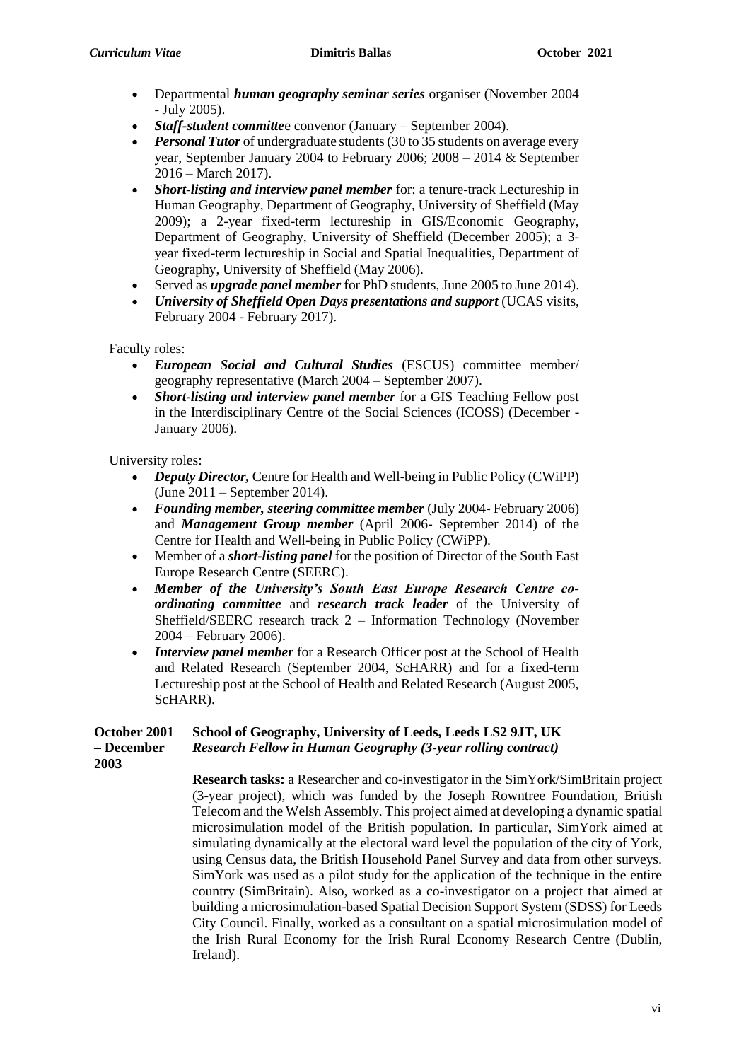- Departmental ***human geography seminar series*** organiser (November 2004 - July 2005).
- ***Staff-student committe***e convenor (January – September 2004).
- ***Personal Tutor*** of undergraduate students (30 to 35 students on average every year, September January 2004 to February 2006; 2008 – 2014 & September 2016 – March 2017).
- ***Short-listing and interview panel member*** for: a tenure-track Lectureship in Human Geography, Department of Geography, University of Sheffield (May 2009); a 2-year fixed-term lectureship in GIS/Economic Geography, Department of Geography, University of Sheffield (December 2005); a 3-year fixed-term lectureship in Social and Spatial Inequalities, Department of Geography, University of Sheffield (May 2006).
- Served as ***upgrade panel member*** for PhD students, June 2005 to June 2014).
- ***University of Sheffield Open Days presentations and support*** (UCAS visits, February 2004 - February 2017).

Faculty roles:

- ***European Social and Cultural Studies*** (ESCUS) committee member/ geography representative (March 2004 – September 2007).
- ***Short-listing and interview panel member*** for a GIS Teaching Fellow post in the Interdisciplinary Centre of the Social Sciences (ICOSS) (December - January 2006).

University roles:

- ***Deputy Director,*** Centre for Health and Well-being in Public Policy (CWiPP) (June 2011 – September 2014).
- ***Founding member, steering committee member*** (July 2004- February 2006) and ***Management Group member*** (April 2006- September 2014) of the Centre for Health and Well-being in Public Policy (CWiPP).
- Member of a ***short-listing panel*** for the position of Director of the South East Europe Research Centre (SEERC).
- ***Member of the University's South East Europe Research Centre co-ordinating committee*** and ***research track leader*** of the University of Sheffield/SEERC research track 2 – Information Technology (November 2004 – February 2006).
- ***Interview panel member*** for a Research Officer post at the School of Health and Related Research (September 2004, ScHARR) and for a fixed-term Lectureship post at the School of Health and Related Research (August 2005, ScHARR).

**October 2001 – December 2003** **School of Geography, University of Leeds, Leeds LS2 9JT, UK**
***Research Fellow in Human Geography (3-year rolling contract)***

**Research tasks:** a Researcher and co-investigator in the SimYork/SimBritain project (3-year project), which was funded by the Joseph Rowntree Foundation, British Telecom and the Welsh Assembly. This project aimed at developing a dynamic spatial microsimulation model of the British population. In particular, SimYork aimed at simulating dynamically at the electoral ward level the population of the city of York, using Census data, the British Household Panel Survey and data from other surveys. SimYork was used as a pilot study for the application of the technique in the entire country (SimBritain). Also, worked as a co-investigator on a project that aimed at building a microsimulation-based Spatial Decision Support System (SDSS) for Leeds City Council. Finally, worked as a consultant on a spatial microsimulation model of the Irish Rural Economy for the Irish Rural Economy Research Centre (Dublin, Ireland).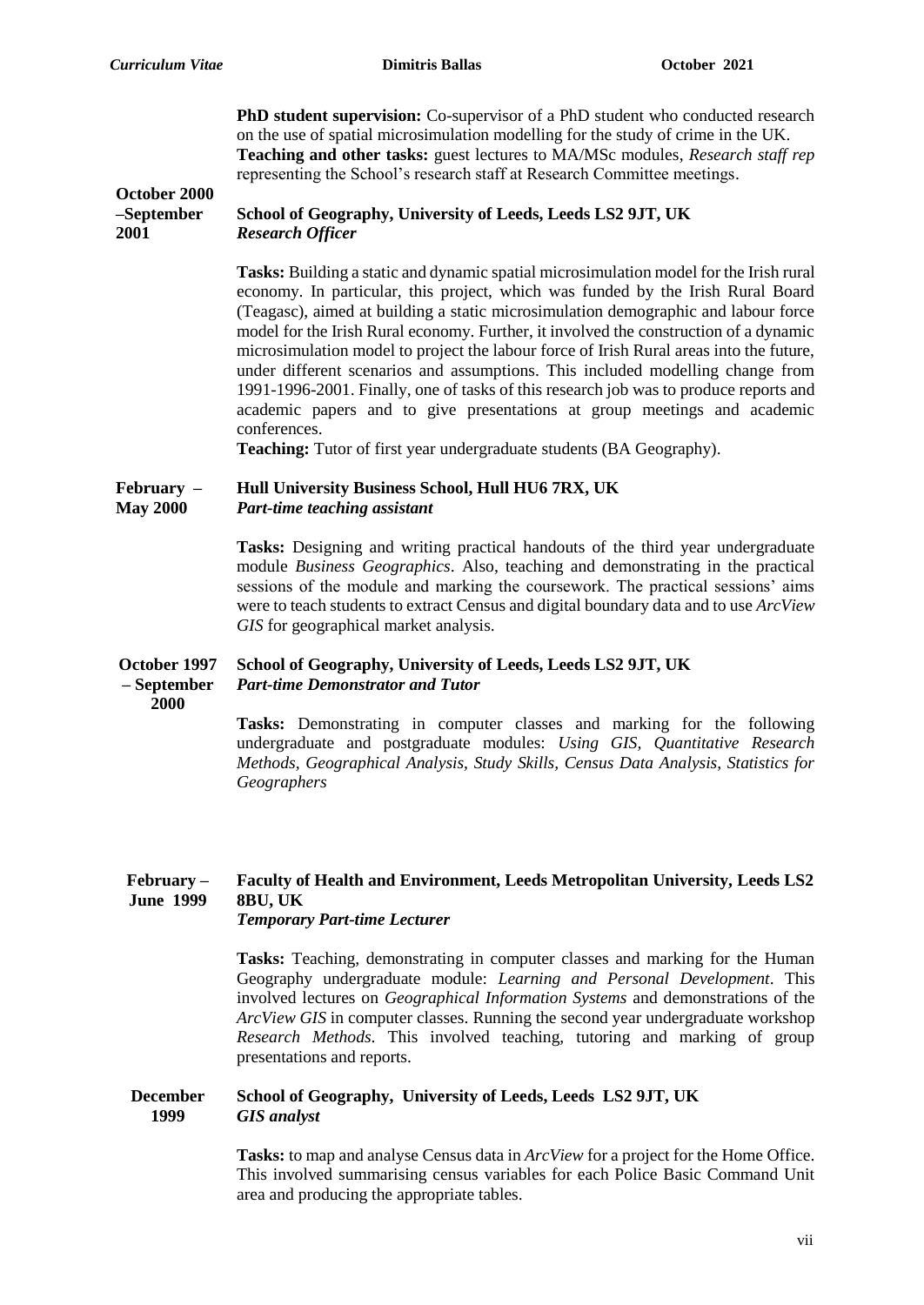**PhD student supervision:** Co-supervisor of a PhD student who conducted research on the use of spatial microsimulation modelling for the study of crime in the UK.
**Teaching and other tasks:** guest lectures to MA/MSc modules, *Research staff rep* representing the School's research staff at Research Committee meetings.

**October 2000 –September 2001**

**School of Geography, University of Leeds, Leeds LS2 9JT, UK**
***Research Officer***

**Tasks:** Building a static and dynamic spatial microsimulation model for the Irish rural economy. In particular, this project, which was funded by the Irish Rural Board (Teagasc), aimed at building a static microsimulation demographic and labour force model for the Irish Rural economy. Further, it involved the construction of a dynamic microsimulation model to project the labour force of Irish Rural areas into the future, under different scenarios and assumptions. This included modelling change from 1991-1996-2001. Finally, one of tasks of this research job was to produce reports and academic papers and to give presentations at group meetings and academic conferences.
**Teaching:** Tutor of first year undergraduate students (BA Geography).

**February – May 2000**

**Hull University Business School, Hull HU6 7RX, UK**
***Part-time teaching assistant***

**Tasks:** Designing and writing practical handouts of the third year undergraduate module *Business Geographics*. Also, teaching and demonstrating in the practical sessions of the module and marking the coursework. The practical sessions' aims were to teach students to extract Census and digital boundary data and to use *ArcView GIS* for geographical market analysis.

**October 1997 – September 2000**

**School of Geography, University of Leeds, Leeds LS2 9JT, UK**
***Part-time Demonstrator and Tutor***

**Tasks:** Demonstrating in computer classes and marking for the following undergraduate and postgraduate modules: *Using GIS, Quantitative Research Methods, Geographical Analysis, Study Skills, Census Data Analysis, Statistics for Geographers*

**February – June 1999**

**Faculty of Health and Environment, Leeds Metropolitan University, Leeds LS2 8BU, UK**
***Temporary Part-time Lecturer***

**Tasks:** Teaching, demonstrating in computer classes and marking for the Human Geography undergraduate module: *Learning and Personal Development*. This involved lectures on *Geographical Information Systems* and demonstrations of the *ArcView GIS* in computer classes. Running the second year undergraduate workshop *Research Methods*. This involved teaching, tutoring and marking of group presentations and reports.

**December 1999**

**School of Geography, University of Leeds, Leeds LS2 9JT, UK**
***GIS analyst***

**Tasks:** to map and analyse Census data in *ArcView* for a project for the Home Office. This involved summarising census variables for each Police Basic Command Unit area and producing the appropriate tables.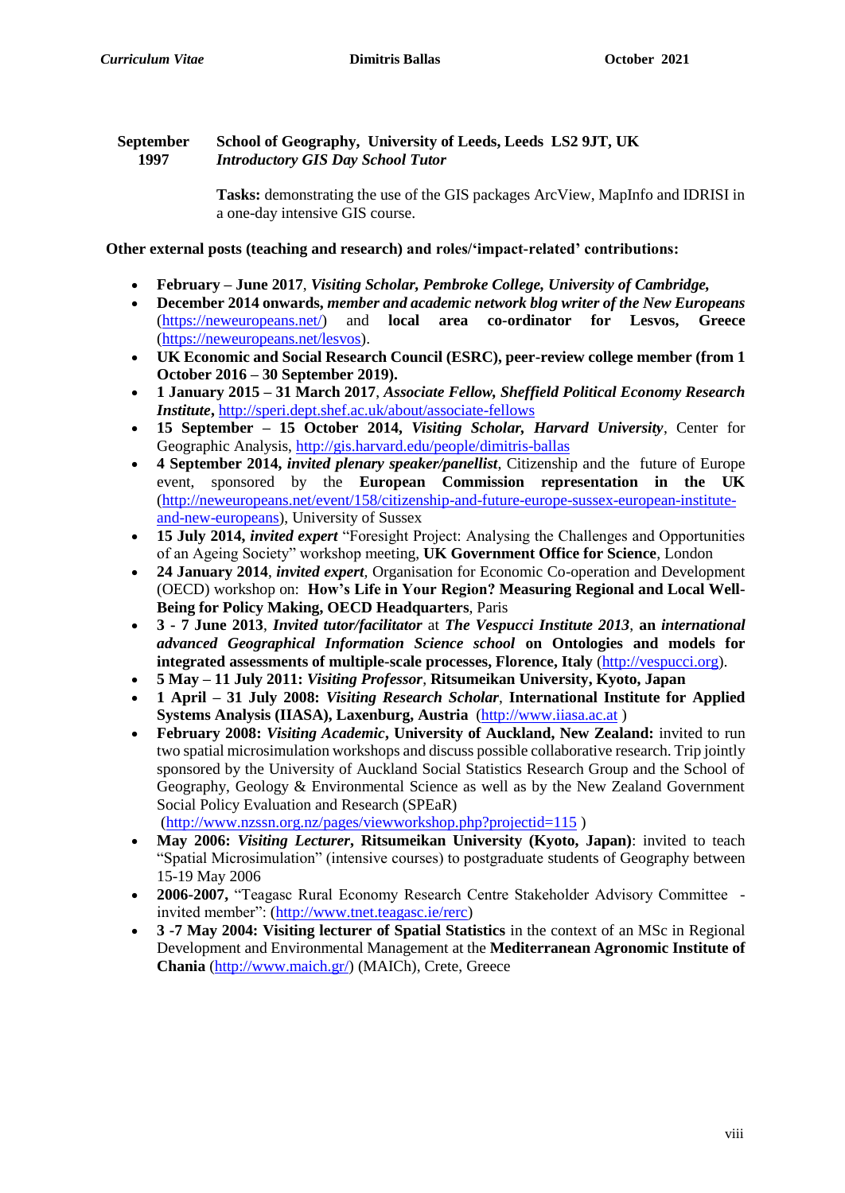**September 1997** **School of Geography, University of Leeds, Leeds LS2 9JT, UK**
***Introductory GIS Day School Tutor***

**Tasks:** demonstrating the use of the GIS packages ArcView, MapInfo and IDRISI in a one-day intensive GIS course.

**Other external posts (teaching and research) and roles/'impact-related' contributions:**

- **February – June 2017**, ***Visiting Scholar, Pembroke College, University of Cambridge,***
- **December 2014 onwards,** ***member and academic network blog writer of the New Europeans*** (https://neweuropeans.net/) and **local area co-ordinator for Lesvos, Greece** (https://neweuropeans.net/lesvos).
- **UK Economic and Social Research Council (ESRC), peer-review college member (from 1 October 2016 – 30 September 2019).**
- **1 January 2015 – 31 March 2017**, ***Associate Fellow, Sheffield Political Economy Research Institute***, http://speri.dept.shef.ac.uk/about/associate-fellows
- **15 September – 15 October 2014,** ***Visiting Scholar, Harvard University***, Center for Geographic Analysis, http://gis.harvard.edu/people/dimitris-ballas
- **4 September 2014,** ***invited plenary speaker/panellist***, Citizenship and the future of Europe event, sponsored by the **European Commission representation in the UK** (http://neweuropeans.net/event/158/citizenship-and-future-europe-sussex-european-institute-and-new-europeans), University of Sussex
- **15 July 2014,** ***invited expert*** "Foresight Project: Analysing the Challenges and Opportunities of an Ageing Society" workshop meeting, **UK Government Office for Science**, London
- **24 January 2014**, ***invited expert***, Organisation for Economic Co-operation and Development (OECD) workshop on: **How's Life in Your Region? Measuring Regional and Local Well-Being for Policy Making, OECD Headquarters**, Paris
- **3 - 7 June 2013**, ***Invited tutor/facilitator*** at ***The Vespucci Institute 2013***, **an *international advanced Geographical Information Science school* on Ontologies and models for integrated assessments of multiple-scale processes, Florence, Italy** (http://vespucci.org).
- **5 May – 11 July 2011:** ***Visiting Professor***, **Ritsumeikan University, Kyoto, Japan**
- **1 April – 31 July 2008:** ***Visiting Research Scholar***, **International Institute for Applied Systems Analysis (IIASA), Laxenburg, Austria** (http://www.iiasa.ac.at )
- **February 2008:** ***Visiting Academic*****, University of Auckland, New Zealand:** invited to run two spatial microsimulation workshops and discuss possible collaborative research. Trip jointly sponsored by the University of Auckland Social Statistics Research Group and the School of Geography, Geology & Environmental Science as well as by the New Zealand Government Social Policy Evaluation and Research (SPEaR) (http://www.nzssn.org.nz/pages/viewworkshop.php?projectid=115 )
- **May 2006:** ***Visiting Lecturer*****, Ritsumeikan University (Kyoto, Japan)**: invited to teach "Spatial Microsimulation" (intensive courses) to postgraduate students of Geography between 15-19 May 2006
- **2006-2007,** "Teagasc Rural Economy Research Centre Stakeholder Advisory Committee - invited member": (http://www.tnet.teagasc.ie/rerc)
- **3 -7 May 2004: Visiting lecturer of Spatial Statistics** in the context of an MSc in Regional Development and Environmental Management at the **Mediterranean Agronomic Institute of Chania** (http://www.maich.gr/) (MAICh), Crete, Greece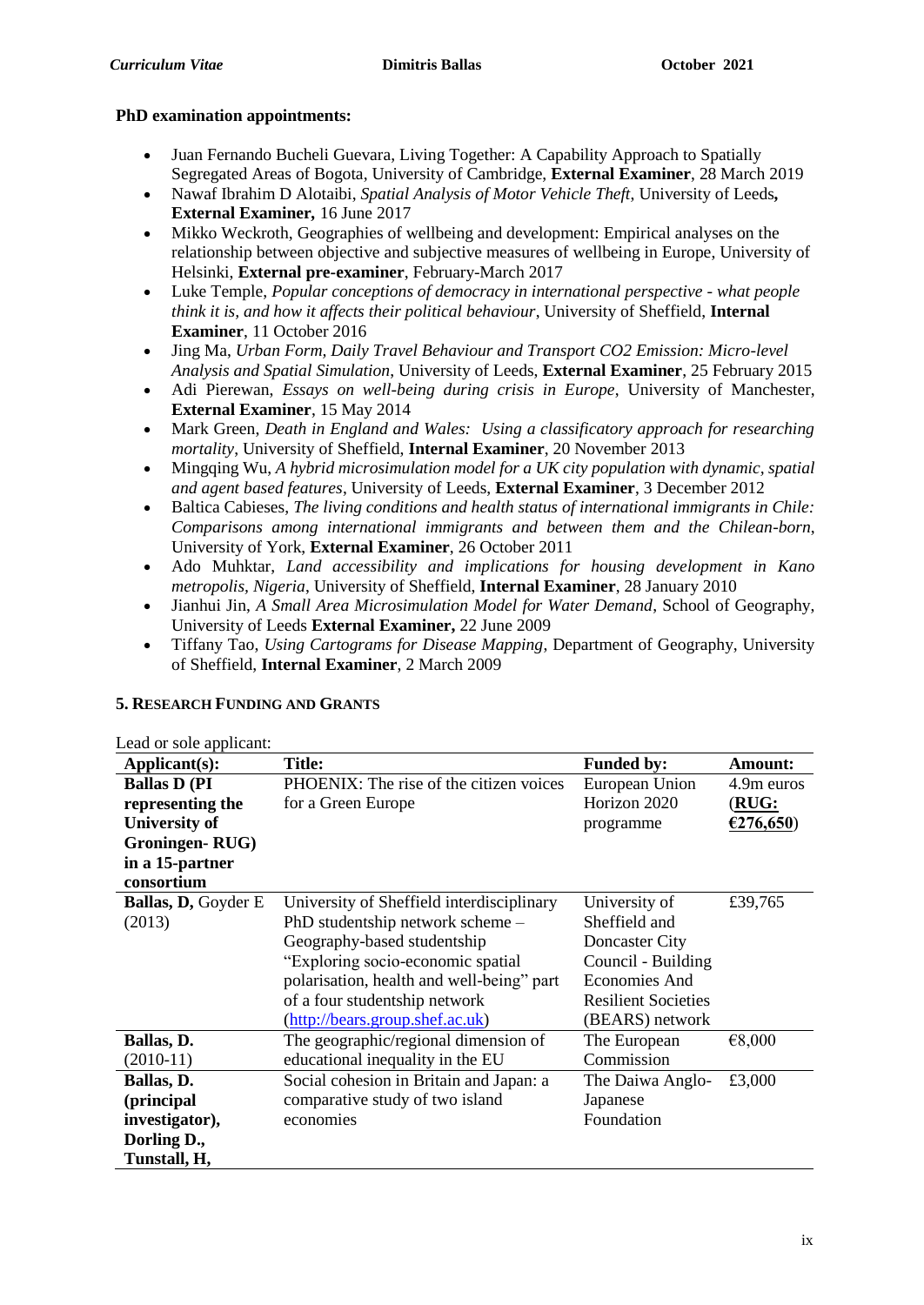**PhD examination appointments:**

- Juan Fernando Bucheli Guevara, Living Together: A Capability Approach to Spatially Segregated Areas of Bogota, University of Cambridge, **External Examiner**, 28 March 2019
- Nawaf Ibrahim D Alotaibi, *Spatial Analysis of Motor Vehicle Theft*, University of Leeds**, External Examiner,** 16 June 2017
- Mikko Weckroth, Geographies of wellbeing and development: Empirical analyses on the relationship between objective and subjective measures of wellbeing in Europe, University of Helsinki, **External pre-examiner**, February-March 2017
- Luke Temple, *Popular conceptions of democracy in international perspective - what people think it is, and how it affects their political behaviour*, University of Sheffield, **Internal Examiner**, 11 October 2016
- Jing Ma, *Urban Form, Daily Travel Behaviour and Transport CO2 Emission: Micro-level Analysis and Spatial Simulation*, University of Leeds, **External Examiner**, 25 February 2015
- Adi Pierewan, *Essays on well-being during crisis in Europe*, University of Manchester, **External Examiner**, 15 May 2014
- Mark Green, *Death in England and Wales: Using a classificatory approach for researching mortality*, University of Sheffield, **Internal Examiner**, 20 November 2013
- Mingqing Wu, *A hybrid microsimulation model for a UK city population with dynamic, spatial and agent based features*, University of Leeds, **External Examiner**, 3 December 2012
- Baltica Cabieses, *The living conditions and health status of international immigrants in Chile: Comparisons among international immigrants and between them and the Chilean-born*, University of York, **External Examiner**, 26 October 2011
- Ado Muhktar, *Land accessibility and implications for housing development in Kano metropolis, Nigeria*, University of Sheffield, **Internal Examiner**, 28 January 2010
- Jianhui Jin, *A Small Area Microsimulation Model for Water Demand*, School of Geography, University of Leeds **External Examiner,** 22 June 2009
- Tiffany Tao, *Using Cartograms for Disease Mapping*, Department of Geography, University of Sheffield, **Internal Examiner**, 2 March 2009

## 5. RESEARCH FUNDING AND GRANTS

Lead or sole applicant:

| Applicant(s): | Title: | Funded by: | Amount: |
|---|---|---|---|
| **Ballas D (PI representing the University of Groningen- RUG) in a 15-partner consortium** | PHOENIX: The rise of the citizen voices for a Green Europe | European Union Horizon 2020 programme | 4.9m euros (**RUG: €276,650**) |
| **Ballas, D,** Goyder E (2013) | University of Sheffield interdisciplinary PhD studentship network scheme – Geography-based studentship "Exploring socio-economic spatial polarisation, health and well-being" part of a four studentship network (http://bears.group.shef.ac.uk) | University of Sheffield and Doncaster City Council - Building Economies And Resilient Societies (BEARS) network | £39,765 |
| **Ballas, D.** (2010-11) | The geographic/regional dimension of educational inequality in the EU | The European Commission | €8,000 |
| **Ballas, D. (principal investigator), Dorling D., Tunstall, H,** | Social cohesion in Britain and Japan: a comparative study of two island economies | The Daiwa Anglo-Japanese Foundation | £3,000 |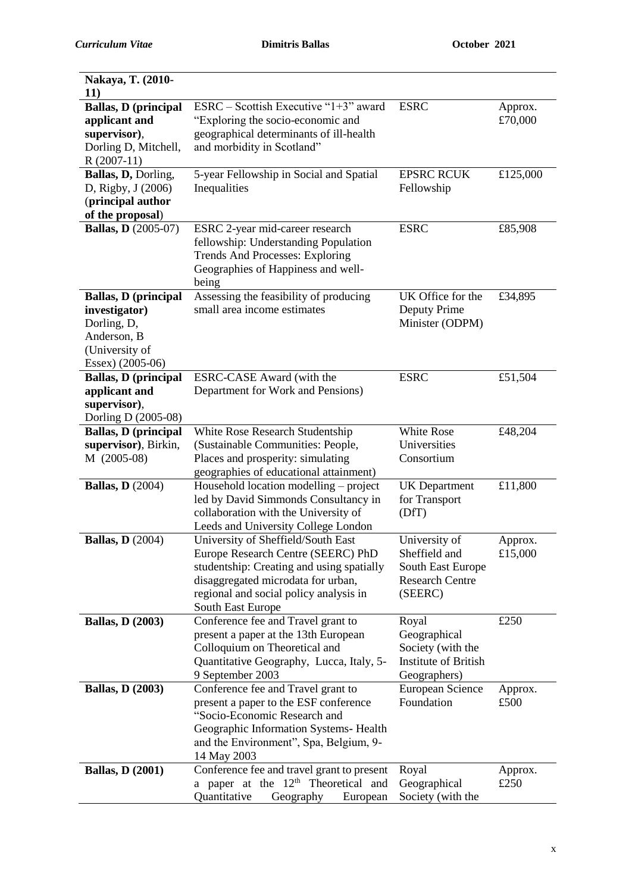| | | | |
|---|---|---|---|
| **Nakaya, T. (2010-11)** | | | |
| **Ballas, D (principal applicant and supervisor)**, Dorling D, Mitchell, R (2007-11) | ESRC – Scottish Executive "1+3" award "Exploring the socio-economic and geographical determinants of ill-health and morbidity in Scotland" | ESRC | Approx. £70,000 |
| **Ballas, D,** Dorling, D, Rigby, J (2006) (**principal author of the proposal**) | 5-year Fellowship in Social and Spatial Inequalities | EPSRC RCUK Fellowship | £125,000 |
| **Ballas, D** (2005-07) | ESRC 2-year mid-career research fellowship: Understanding Population Trends And Processes: Exploring Geographies of Happiness and well-being | ESRC | £85,908 |
| **Ballas, D (principal investigator)** Dorling, D, Anderson, B (University of Essex) (2005-06) | Assessing the feasibility of producing small area income estimates | UK Office for the Deputy Prime Minister (ODPM) | £34,895 |
| **Ballas, D (principal applicant and supervisor)**, Dorling D (2005-08) | ESRC-CASE Award (with the Department for Work and Pensions) | ESRC | £51,504 |
| **Ballas, D (principal supervisor)**, Birkin, M (2005-08) | White Rose Research Studentship (Sustainable Communities: People, Places and prosperity: simulating geographies of educational attainment) | White Rose Universities Consortium | £48,204 |
| **Ballas, D** (2004) | Household location modelling – project led by David Simmonds Consultancy in collaboration with the University of Leeds and University College London | UK Department for Transport (DfT) | £11,800 |
| **Ballas, D** (2004) | University of Sheffield/South East Europe Research Centre (SEERC) PhD studentship: Creating and using spatially disaggregated microdata for urban, regional and social policy analysis in South East Europe | University of Sheffield and South East Europe Research Centre (SEERC) | Approx. £15,000 |
| **Ballas, D (2003)** | Conference fee and Travel grant to present a paper at the 13th European Colloquium on Theoretical and Quantitative Geography, Lucca, Italy, 5-9 September 2003 | Royal Geographical Society (with the Institute of British Geographers) | £250 |
| **Ballas, D (2003)** | Conference fee and Travel grant to present a paper to the ESF conference "Socio-Economic Research and Geographic Information Systems- Health and the Environment", Spa, Belgium, 9-14 May 2003 | European Science Foundation | Approx. £500 |
| **Ballas, D (2001)** | Conference fee and travel grant to present a paper at the 12th Theoretical and Quantitative Geography European | Royal Geographical Society (with the | Approx. £250 |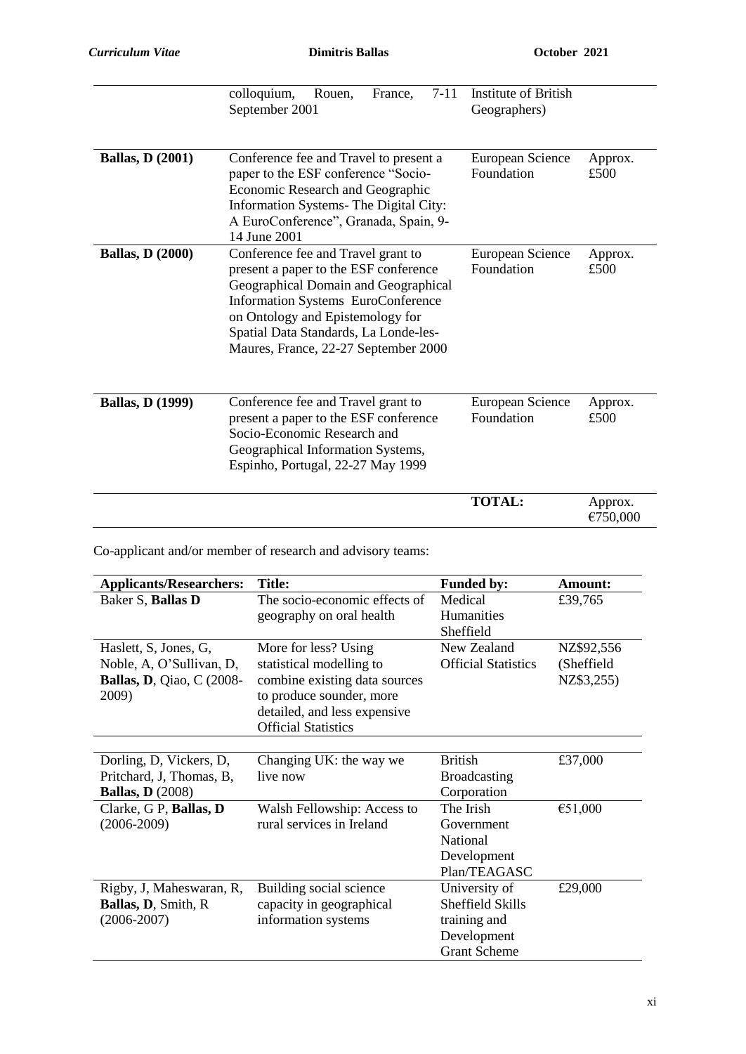|  | colloquium, Rouen, France, 7-11 September 2001 | Institute of British Geographers) |  |
|---|---|---|---|
| **Ballas, D (2001)** | Conference fee and Travel to present a paper to the ESF conference "Socio-Economic Research and Geographic Information Systems- The Digital City: A EuroConference", Granada, Spain, 9-14 June 2001 | European Science Foundation | Approx. £500 |
| **Ballas, D (2000)** | Conference fee and Travel grant to present a paper to the ESF conference Geographical Domain and Geographical Information Systems EuroConference on Ontology and Epistemology for Spatial Data Standards, La Londe-les-Maures, France, 22-27 September 2000 | European Science Foundation | Approx. £500 |
| **Ballas, D (1999)** | Conference fee and Travel grant to present a paper to the ESF conference Socio-Economic Research and Geographical Information Systems, Espinho, Portugal, 22-27 May 1999 | European Science Foundation | Approx. £500 |
|  |  | **TOTAL:** | Approx. €750,000 |

Co-applicant and/or member of research and advisory teams:

| **Applicants/Researchers:** | **Title:** | **Funded by:** | **Amount:** |
|---|---|---|---|
| Baker S, **Ballas D** | The socio-economic effects of geography on oral health | Medical Humanities Sheffield | £39,765 |
| Haslett, S, Jones, G, Noble, A, O'Sullivan, D, **Ballas, D**, Qiao, C (2008-2009) | More for less? Using statistical modelling to combine existing data sources to produce sounder, more detailed, and less expensive Official Statistics | New Zealand Official Statistics | NZ$92,556 (Sheffield NZ$3,255) |
| Dorling, D, Vickers, D, Pritchard, J, Thomas, B, **Ballas, D** (2008) | Changing UK: the way we live now | British Broadcasting Corporation | £37,000 |
| Clarke, G P, **Ballas, D** (2006-2009) | Walsh Fellowship: Access to rural services in Ireland | The Irish Government National Development Plan/TEAGASC | €51,000 |
| Rigby, J, Maheswaran, R, **Ballas, D**, Smith, R (2006-2007) | Building social science capacity in geographical information systems | University of Sheffield Skills training and Development Grant Scheme | £29,000 |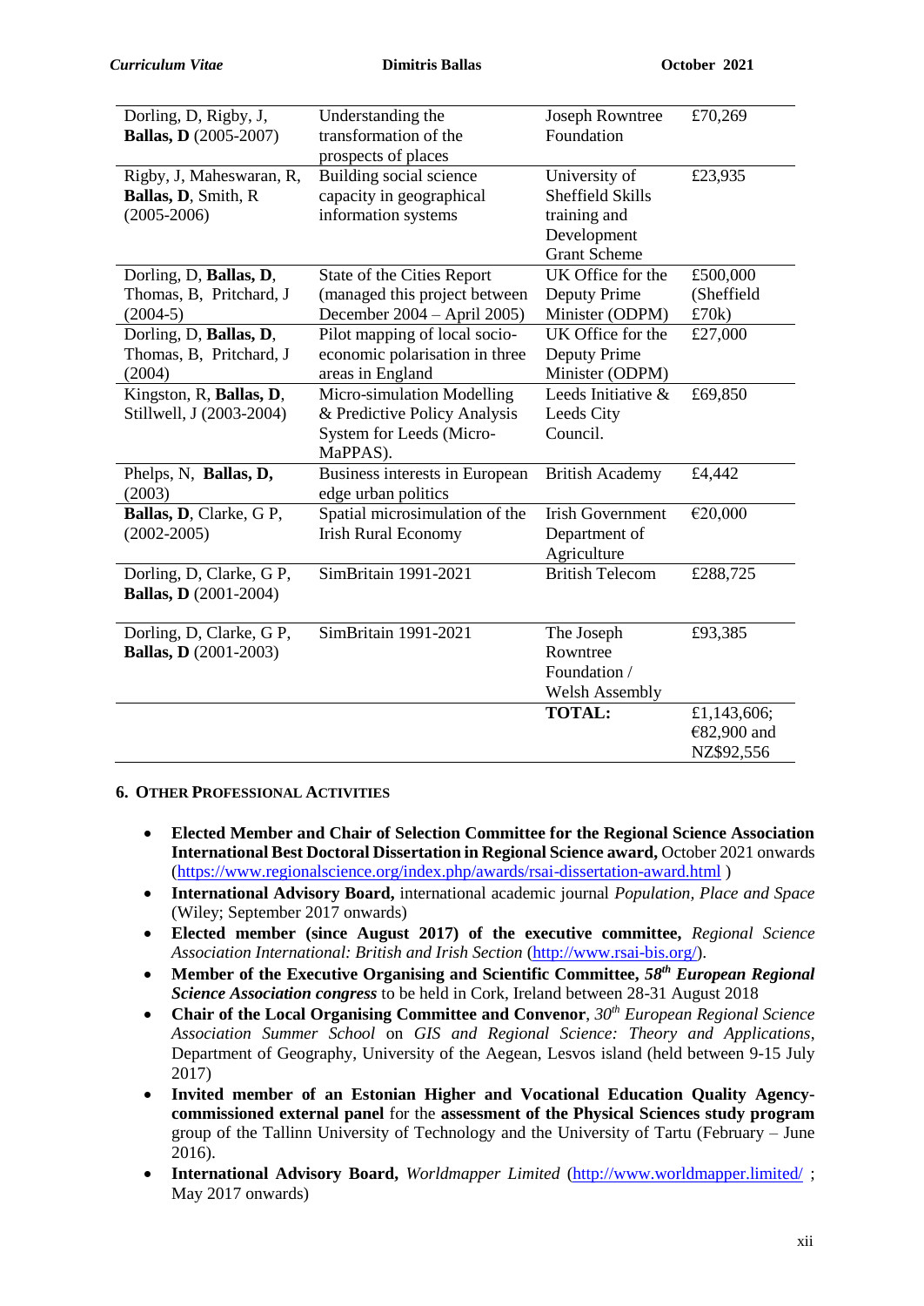| | | | |
|---|---|---|---|
| Dorling, D, Rigby, J, **Ballas, D** (2005-2007) | Understanding the transformation of the prospects of places | Joseph Rowntree Foundation | £70,269 |
| Rigby, J, Maheswaran, R, **Ballas, D**, Smith, R (2005-2006) | Building social science capacity in geographical information systems | University of Sheffield Skills training and Development Grant Scheme | £23,935 |
| Dorling, D, **Ballas, D**, Thomas, B, Pritchard, J (2004-5) | State of the Cities Report (managed this project between December 2004 – April 2005) | UK Office for the Deputy Prime Minister (ODPM) | £500,000 (Sheffield £70k) |
| Dorling, D, **Ballas, D**, Thomas, B, Pritchard, J (2004) | Pilot mapping of local socio-economic polarisation in three areas in England | UK Office for the Deputy Prime Minister (ODPM) | £27,000 |
| Kingston, R, **Ballas, D**, Stillwell, J (2003-2004) | Micro-simulation Modelling & Predictive Policy Analysis System for Leeds (Micro-MaPPAS). | Leeds Initiative & Leeds City Council. | £69,850 |
| Phelps, N, **Ballas, D**, (2003) | Business interests in European edge urban politics | British Academy | £4,442 |
| **Ballas, D**, Clarke, G P, (2002-2005) | Spatial microsimulation of the Irish Rural Economy | Irish Government Department of Agriculture | €20,000 |
| Dorling, D, Clarke, G P, **Ballas, D** (2001-2004) | SimBritain 1991-2021 | British Telecom | £288,725 |
| Dorling, D, Clarke, G P, **Ballas, D** (2001-2003) | SimBritain 1991-2021 | The Joseph Rowntree Foundation / Welsh Assembly | £93,385 |
| | | **TOTAL:** | £1,143,606; €82,900 and NZ$92,556 |

## 6. Other Professional Activities

- **Elected Member and Chair of Selection Committee for the Regional Science Association International Best Doctoral Dissertation in Regional Science award,** October 2021 onwards (https://www.regionalscience.org/index.php/awards/rsai-dissertation-award.html )
- **International Advisory Board,** international academic journal *Population, Place and Space* (Wiley; September 2017 onwards)
- **Elected member (since August 2017) of the executive committee,** *Regional Science Association International: British and Irish Section* (http://www.rsai-bis.org/).
- **Member of the Executive Organising and Scientific Committee,** ***58th European Regional Science Association congress*** to be held in Cork, Ireland between 28-31 August 2018
- **Chair of the Local Organising Committee and Convenor**, *30th European Regional Science Association Summer School* on *GIS and Regional Science: Theory and Applications*, Department of Geography, University of the Aegean, Lesvos island (held between 9-15 July 2017)
- **Invited member of an Estonian Higher and Vocational Education Quality Agency-commissioned external panel** for the **assessment of the Physical Sciences study program** group of the Tallinn University of Technology and the University of Tartu (February – June 2016).
- **International Advisory Board,** *Worldmapper Limited* (http://www.worldmapper.limited/ ; May 2017 onwards)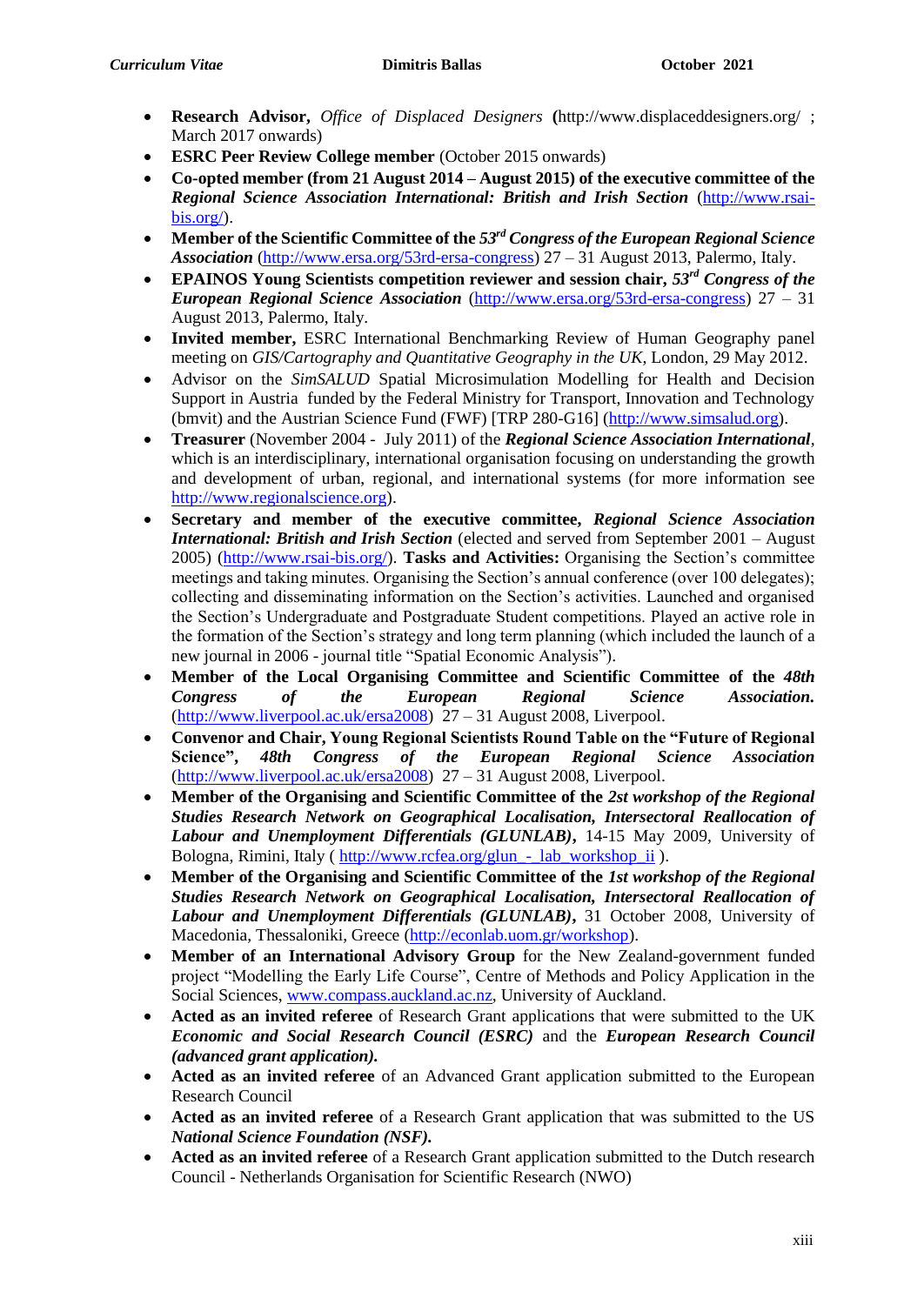- **Research Advisor,** *Office of Displaced Designers* **(**http://www.displaceddesigners.org/ ; March 2017 onwards)
- **ESRC Peer Review College member** (October 2015 onwards)
- **Co-opted member (from 21 August 2014 – August 2015) of the executive committee of the** ***Regional Science Association International: British and Irish Section*** (http://www.rsai-bis.org/).
- **Member of the Scientific Committee of the** ***53rd Congress of the European Regional Science Association*** (http://www.ersa.org/53rd-ersa-congress) 27 – 31 August 2013, Palermo, Italy.
- **EPAINOS Young Scientists competition reviewer and session chair,** ***53rd Congress of the European Regional Science Association*** (http://www.ersa.org/53rd-ersa-congress) 27 – 31 August 2013, Palermo, Italy.
- **Invited member,** ESRC International Benchmarking Review of Human Geography panel meeting on *GIS/Cartography and Quantitative Geography in the UK*, London, 29 May 2012.
- Advisor on the *SimSALUD* Spatial Microsimulation Modelling for Health and Decision Support in Austria funded by the Federal Ministry for Transport, Innovation and Technology (bmvit) and the Austrian Science Fund (FWF) [TRP 280-G16] (http://www.simsalud.org).
- **Treasurer** (November 2004 - July 2011) of the ***Regional Science Association International***, which is an interdisciplinary, international organisation focusing on understanding the growth and development of urban, regional, and international systems (for more information see http://www.regionalscience.org).
- **Secretary and member of the executive committee,** ***Regional Science Association International: British and Irish Section*** (elected and served from September 2001 – August 2005) (http://www.rsai-bis.org/). **Tasks and Activities:** Organising the Section's committee meetings and taking minutes. Organising the Section's annual conference (over 100 delegates); collecting and disseminating information on the Section's activities. Launched and organised the Section's Undergraduate and Postgraduate Student competitions. Played an active role in the formation of the Section's strategy and long term planning (which included the launch of a new journal in 2006 - journal title "Spatial Economic Analysis").
- **Member of the Local Organising Committee and Scientific Committee of the** ***48th Congress of the European Regional Science Association.*** (http://www.liverpool.ac.uk/ersa2008) 27 – 31 August 2008, Liverpool.
- **Convenor and Chair, Young Regional Scientists Round Table on the "Future of Regional Science",** ***48th Congress of the European Regional Science Association*** (http://www.liverpool.ac.uk/ersa2008) 27 – 31 August 2008, Liverpool.
- **Member of the Organising and Scientific Committee of the** ***2st workshop of the Regional Studies Research Network on Geographical Localisation, Intersectoral Reallocation of Labour and Unemployment Differentials (GLUNLAB)***, 14-15 May 2009, University of Bologna, Rimini, Italy ( http://www.rcfea.org/glun_-_lab_workshop_ii ).
- **Member of the Organising and Scientific Committee of the** ***1st workshop of the Regional Studies Research Network on Geographical Localisation, Intersectoral Reallocation of Labour and Unemployment Differentials (GLUNLAB)***, 31 October 2008, University of Macedonia, Thessaloniki, Greece (http://econlab.uom.gr/workshop).
- **Member of an International Advisory Group** for the New Zealand-government funded project "Modelling the Early Life Course", Centre of Methods and Policy Application in the Social Sciences, www.compass.auckland.ac.nz, University of Auckland.
- **Acted as an invited referee** of Research Grant applications that were submitted to the UK ***Economic and Social Research Council (ESRC)*** and the ***European Research Council (advanced grant application).***
- **Acted as an invited referee** of an Advanced Grant application submitted to the European Research Council
- **Acted as an invited referee** of a Research Grant application that was submitted to the US ***National Science Foundation (NSF).***
- **Acted as an invited referee** of a Research Grant application submitted to the Dutch research Council - Netherlands Organisation for Scientific Research (NWO)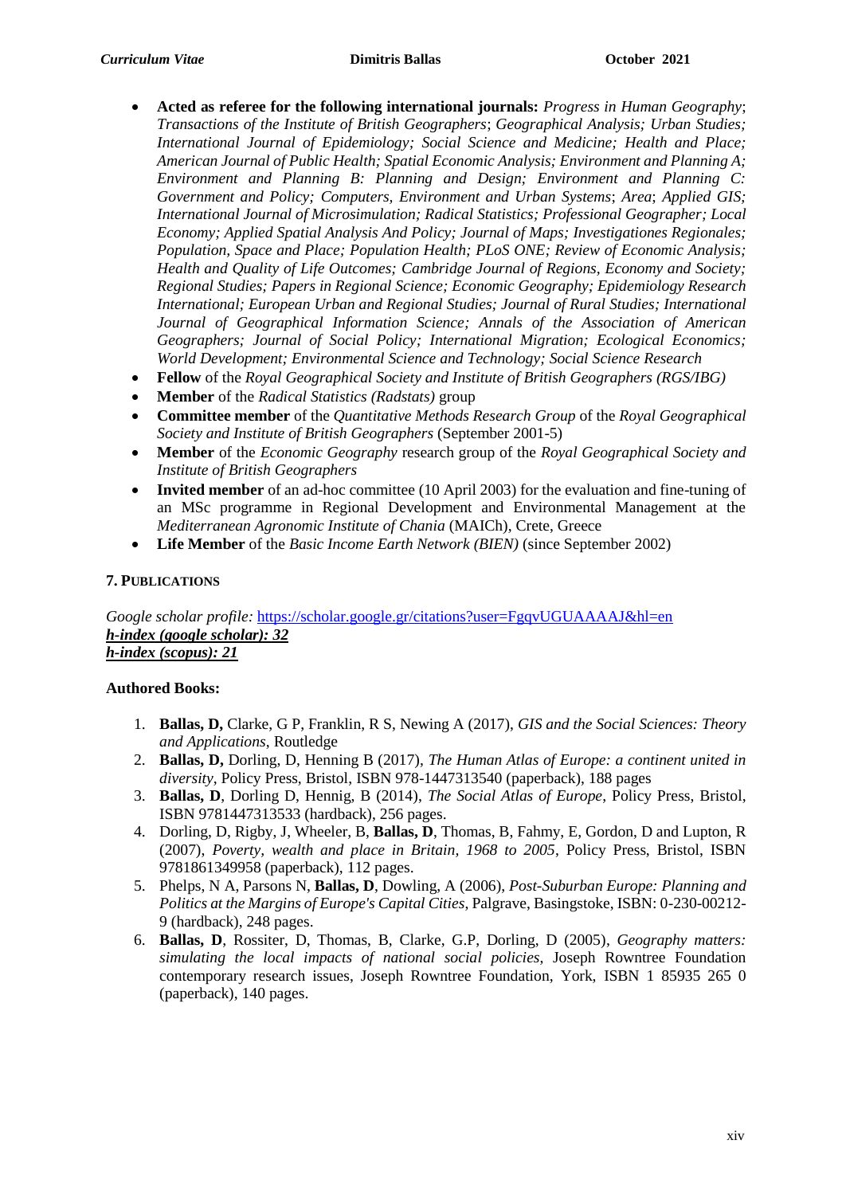- **Acted as referee for the following international journals:** *Progress in Human Geography*; *Transactions of the Institute of British Geographers*; *Geographical Analysis; Urban Studies; International Journal of Epidemiology; Social Science and Medicine; Health and Place; American Journal of Public Health; Spatial Economic Analysis; Environment and Planning A; Environment and Planning B: Planning and Design; Environment and Planning C: Government and Policy; Computers, Environment and Urban Systems*; *Area*; *Applied GIS; International Journal of Microsimulation; Radical Statistics; Professional Geographer; Local Economy; Applied Spatial Analysis And Policy; Journal of Maps; Investigationes Regionales; Population, Space and Place; Population Health; PLoS ONE; Review of Economic Analysis; Health and Quality of Life Outcomes; Cambridge Journal of Regions, Economy and Society; Regional Studies; Papers in Regional Science; Economic Geography; Epidemiology Research International; European Urban and Regional Studies; Journal of Rural Studies; International Journal of Geographical Information Science; Annals of the Association of American Geographers; Journal of Social Policy; International Migration; Ecological Economics; World Development; Environmental Science and Technology; Social Science Research*
- **Fellow** of the *Royal Geographical Society and Institute of British Geographers (RGS/IBG)*
- **Member** of the *Radical Statistics (Radstats)* group
- **Committee member** of the *Quantitative Methods Research Group* of the *Royal Geographical Society and Institute of British Geographers* (September 2001-5)
- **Member** of the *Economic Geography* research group of the *Royal Geographical Society and Institute of British Geographers*
- **Invited member** of an ad-hoc committee (10 April 2003) for the evaluation and fine-tuning of an MSc programme in Regional Development and Environmental Management at the *Mediterranean Agronomic Institute of Chania* (MAICh), Crete, Greece
- **Life Member** of the *Basic Income Earth Network (BIEN)* (since September 2002)

## 7. PUBLICATIONS

*Google scholar profile:* https://scholar.google.gr/citations?user=FgqvUGUAAAAJ&hl=en
***h-index (google scholar): 32***
***h-index (scopus): 21***

**Authored Books:**

1. **Ballas, D,** Clarke, G P, Franklin, R S, Newing A (2017), *GIS and the Social Sciences: Theory and Applications*, Routledge
2. **Ballas, D,** Dorling, D, Henning B (2017), *The Human Atlas of Europe: a continent united in diversity*, Policy Press, Bristol, ISBN 978-1447313540 (paperback), 188 pages
3. **Ballas, D**, Dorling D, Hennig, B (2014), *The Social Atlas of Europe*, Policy Press, Bristol, ISBN 9781447313533 (hardback), 256 pages.
4. Dorling, D, Rigby, J, Wheeler, B, **Ballas, D**, Thomas, B, Fahmy, E, Gordon, D and Lupton, R (2007), *Poverty, wealth and place in Britain, 1968 to 2005*, Policy Press, Bristol, ISBN 9781861349958 (paperback), 112 pages.
5. Phelps, N A, Parsons N, **Ballas, D**, Dowling, A (2006), *Post-Suburban Europe: Planning and Politics at the Margins of Europe's Capital Cities*, Palgrave, Basingstoke, ISBN: 0-230-00212-9 (hardback), 248 pages.
6. **Ballas, D**, Rossiter, D, Thomas, B, Clarke, G.P, Dorling, D (2005), *Geography matters: simulating the local impacts of national social policies*, Joseph Rowntree Foundation contemporary research issues, Joseph Rowntree Foundation, York, ISBN 1 85935 265 0 (paperback), 140 pages.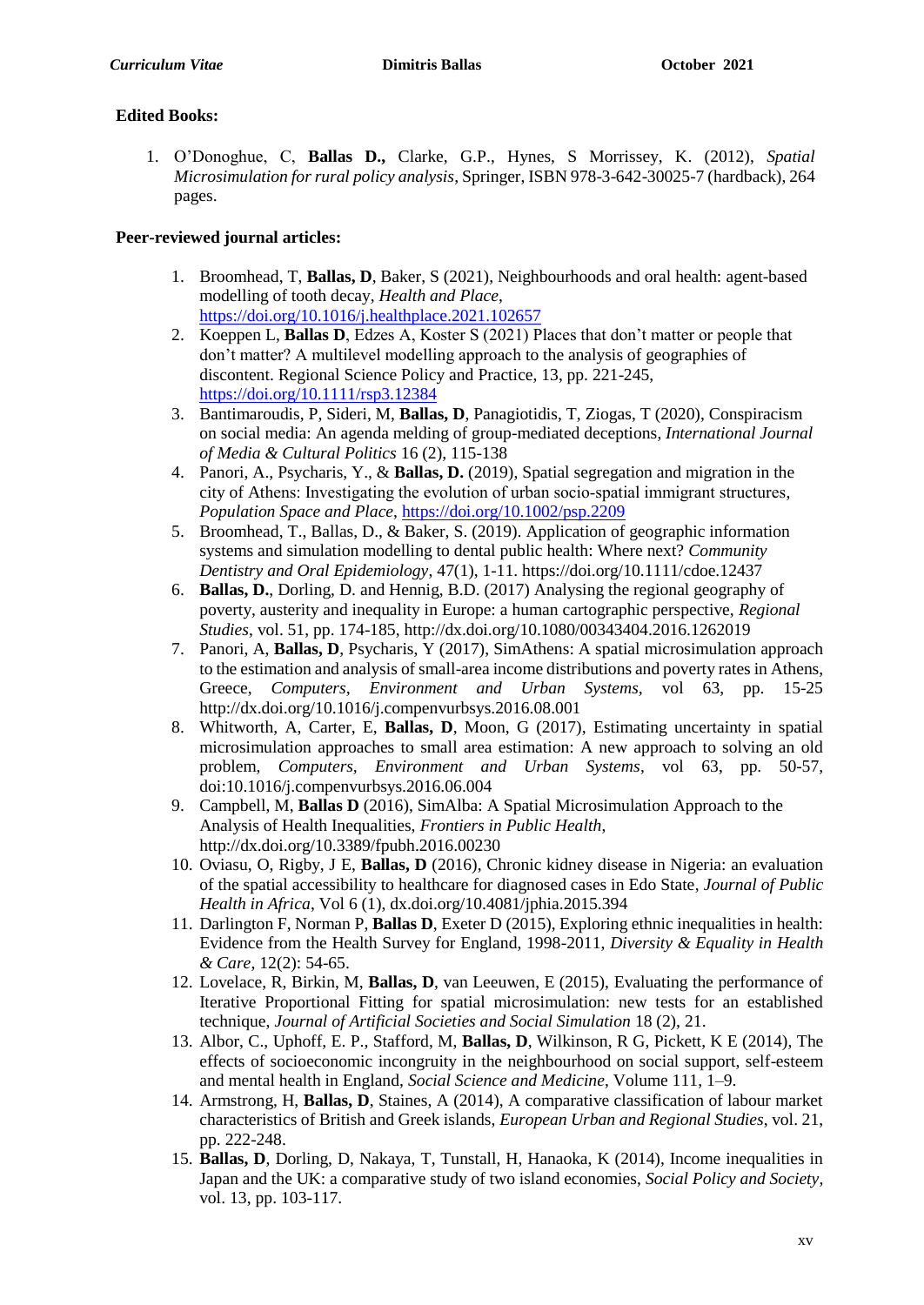**Edited Books:**

1. O'Donoghue, C, **Ballas D.,** Clarke, G.P., Hynes, S Morrissey, K. (2012), *Spatial Microsimulation for rural policy analysis*, Springer, ISBN 978-3-642-30025-7 (hardback), 264 pages.

**Peer-reviewed journal articles:**

1. Broomhead, T, **Ballas, D**, Baker, S (2021), Neighbourhoods and oral health: agent-based modelling of tooth decay, *Health and Place*, https://doi.org/10.1016/j.healthplace.2021.102657
2. Koeppen L, **Ballas D**, Edzes A, Koster S (2021) Places that don't matter or people that don't matter? A multilevel modelling approach to the analysis of geographies of discontent. Regional Science Policy and Practice, 13, pp. 221-245, https://doi.org/10.1111/rsp3.12384
3. Bantimaroudis, P, Sideri, M, **Ballas, D**, Panagiotidis, T, Ziogas, T (2020), Conspiracism on social media: An agenda melding of group-mediated deceptions, *International Journal of Media & Cultural Politics* 16 (2), 115-138
4. Panori, A., Psycharis, Y., & **Ballas, D.** (2019), Spatial segregation and migration in the city of Athens: Investigating the evolution of urban socio-spatial immigrant structures, *Population Space and Place*, https://doi.org/10.1002/psp.2209
5. Broomhead, T., Ballas, D., & Baker, S. (2019). Application of geographic information systems and simulation modelling to dental public health: Where next? *Community Dentistry and Oral Epidemiology*, 47(1), 1-11. https://doi.org/10.1111/cdoe.12437
6. **Ballas, D.**, Dorling, D. and Hennig, B.D. (2017) Analysing the regional geography of poverty, austerity and inequality in Europe: a human cartographic perspective, *Regional Studies*, vol. 51, pp. 174-185, http://dx.doi.org/10.1080/00343404.2016.1262019
7. Panori, A, **Ballas, D**, Psycharis, Y (2017), SimAthens: A spatial microsimulation approach to the estimation and analysis of small-area income distributions and poverty rates in Athens, Greece, *Computers, Environment and Urban Systems*, vol 63, pp. 15-25 http://dx.doi.org/10.1016/j.compenvurbsys.2016.08.001
8. Whitworth, A, Carter, E, **Ballas, D**, Moon, G (2017), Estimating uncertainty in spatial microsimulation approaches to small area estimation: A new approach to solving an old problem, *Computers, Environment and Urban Systems*, vol 63, pp. 50-57, doi:10.1016/j.compenvurbsys.2016.06.004
9. Campbell, M, **Ballas D** (2016), SimAlba: A Spatial Microsimulation Approach to the Analysis of Health Inequalities, *Frontiers in Public Health*, http://dx.doi.org/10.3389/fpubh.2016.00230
10. Oviasu, O, Rigby, J E, **Ballas, D** (2016), Chronic kidney disease in Nigeria: an evaluation of the spatial accessibility to healthcare for diagnosed cases in Edo State, *Journal of Public Health in Africa*, Vol 6 (1), dx.doi.org/10.4081/jphia.2015.394
11. Darlington F, Norman P, **Ballas D**, Exeter D (2015), Exploring ethnic inequalities in health: Evidence from the Health Survey for England, 1998-2011, *Diversity & Equality in Health & Care*, 12(2): 54-65.
12. Lovelace, R, Birkin, M, **Ballas, D**, van Leeuwen, E (2015), Evaluating the performance of Iterative Proportional Fitting for spatial microsimulation: new tests for an established technique, *Journal of Artificial Societies and Social Simulation* 18 (2), 21.
13. Albor, C., Uphoff, E. P., Stafford, M, **Ballas, D**, Wilkinson, R G, Pickett, K E (2014), The effects of socioeconomic incongruity in the neighbourhood on social support, self-esteem and mental health in England, *Social Science and Medicine*, Volume 111, 1–9.
14. Armstrong, H, **Ballas, D**, Staines, A (2014), A comparative classification of labour market characteristics of British and Greek islands, *European Urban and Regional Studies*, vol. 21, pp. 222-248.
15. **Ballas, D**, Dorling, D, Nakaya, T, Tunstall, H, Hanaoka, K (2014), Income inequalities in Japan and the UK: a comparative study of two island economies, *Social Policy and Society*, vol. 13, pp. 103-117.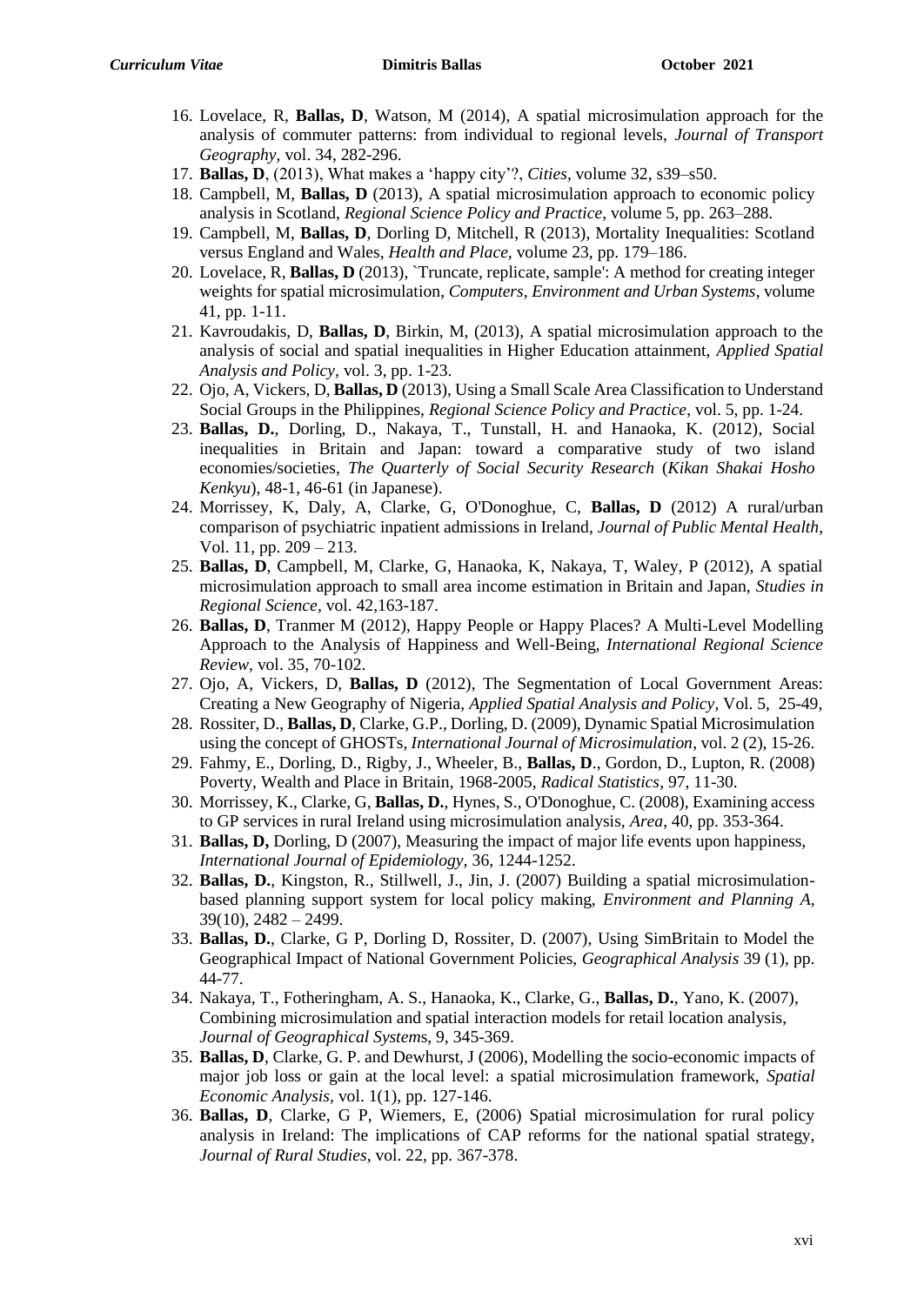16. Lovelace, R, **Ballas, D**, Watson, M (2014), A spatial microsimulation approach for the analysis of commuter patterns: from individual to regional levels, *Journal of Transport Geography*, vol. 34, 282-296.
17. **Ballas, D**, (2013), What makes a 'happy city'?, *Cities*, volume 32, s39–s50.
18. Campbell, M, **Ballas, D** (2013), A spatial microsimulation approach to economic policy analysis in Scotland, *Regional Science Policy and Practice*, volume 5, pp. 263–288.
19. Campbell, M, **Ballas, D**, Dorling D, Mitchell, R (2013), Mortality Inequalities: Scotland versus England and Wales, *Health and Place*, volume 23, pp. 179–186.
20. Lovelace, R, **Ballas, D** (2013), `Truncate, replicate, sample': A method for creating integer weights for spatial microsimulation, *Computers, Environment and Urban Systems*, volume 41, pp. 1-11.
21. Kavroudakis, D, **Ballas, D**, Birkin, M, (2013), A spatial microsimulation approach to the analysis of social and spatial inequalities in Higher Education attainment, *Applied Spatial Analysis and Policy*, vol. 3, pp. 1-23.
22. Ojo, A, Vickers, D, **Ballas, D** (2013), Using a Small Scale Area Classification to Understand Social Groups in the Philippines, *Regional Science Policy and Practice*, vol. 5, pp. 1-24.
23. **Ballas, D.**, Dorling, D., Nakaya, T., Tunstall, H. and Hanaoka, K. (2012), Social inequalities in Britain and Japan: toward a comparative study of two island economies/societies, *The Quarterly of Social Security Research* (*Kikan Shakai Hosho Kenkyu*), 48-1, 46-61 (in Japanese).
24. Morrissey, K, Daly, A, Clarke, G, O'Donoghue, C, **Ballas, D** (2012) A rural/urban comparison of psychiatric inpatient admissions in Ireland, *Journal of Public Mental Health*, Vol. 11, pp. 209 – 213.
25. **Ballas, D**, Campbell, M, Clarke, G, Hanaoka, K, Nakaya, T, Waley, P (2012), A spatial microsimulation approach to small area income estimation in Britain and Japan, *Studies in Regional Science*, vol. 42,163-187.
26. **Ballas, D**, Tranmer M (2012), Happy People or Happy Places? A Multi-Level Modelling Approach to the Analysis of Happiness and Well-Being, *International Regional Science Review*, vol. 35, 70-102.
27. Ojo, A, Vickers, D, **Ballas, D** (2012), The Segmentation of Local Government Areas: Creating a New Geography of Nigeria, *Applied Spatial Analysis and Policy*, Vol. 5, 25-49,
28. Rossiter, D., **Ballas, D**, Clarke, G.P., Dorling, D. (2009), Dynamic Spatial Microsimulation using the concept of GHOSTs, *International Journal of Microsimulation*, vol. 2 (2), 15-26.
29. Fahmy, E., Dorling, D., Rigby, J., Wheeler, B., **Ballas, D**., Gordon, D., Lupton, R. (2008) Poverty, Wealth and Place in Britain, 1968-2005, *Radical Statistics*, 97, 11-30.
30. Morrissey, K., Clarke, G, **Ballas, D.**, Hynes, S., O'Donoghue, C. (2008), Examining access to GP services in rural Ireland using microsimulation analysis, *Area*, 40, pp. 353-364.
31. **Ballas, D,** Dorling, D (2007), Measuring the impact of major life events upon happiness, *International Journal of Epidemiology*, 36, 1244-1252.
32. **Ballas, D.**, Kingston, R., Stillwell, J., Jin, J. (2007) Building a spatial microsimulation-based planning support system for local policy making, *Environment and Planning A*, 39(10), 2482 – 2499.
33. **Ballas, D.**, Clarke, G P, Dorling D, Rossiter, D. (2007), Using SimBritain to Model the Geographical Impact of National Government Policies, *Geographical Analysis* 39 (1), pp. 44-77.
34. Nakaya, T., Fotheringham, A. S., Hanaoka, K., Clarke, G., **Ballas, D.**, Yano, K. (2007), Combining microsimulation and spatial interaction models for retail location analysis, *Journal of Geographical Systems*, 9, 345-369.
35. **Ballas, D**, Clarke, G. P. and Dewhurst, J (2006), Modelling the socio-economic impacts of major job loss or gain at the local level: a spatial microsimulation framework, *Spatial Economic Analysis*, vol. 1(1), pp. 127-146.
36. **Ballas, D**, Clarke, G P, Wiemers, E, (2006) Spatial microsimulation for rural policy analysis in Ireland: The implications of CAP reforms for the national spatial strategy, *Journal of Rural Studies*, vol. 22, pp. 367-378.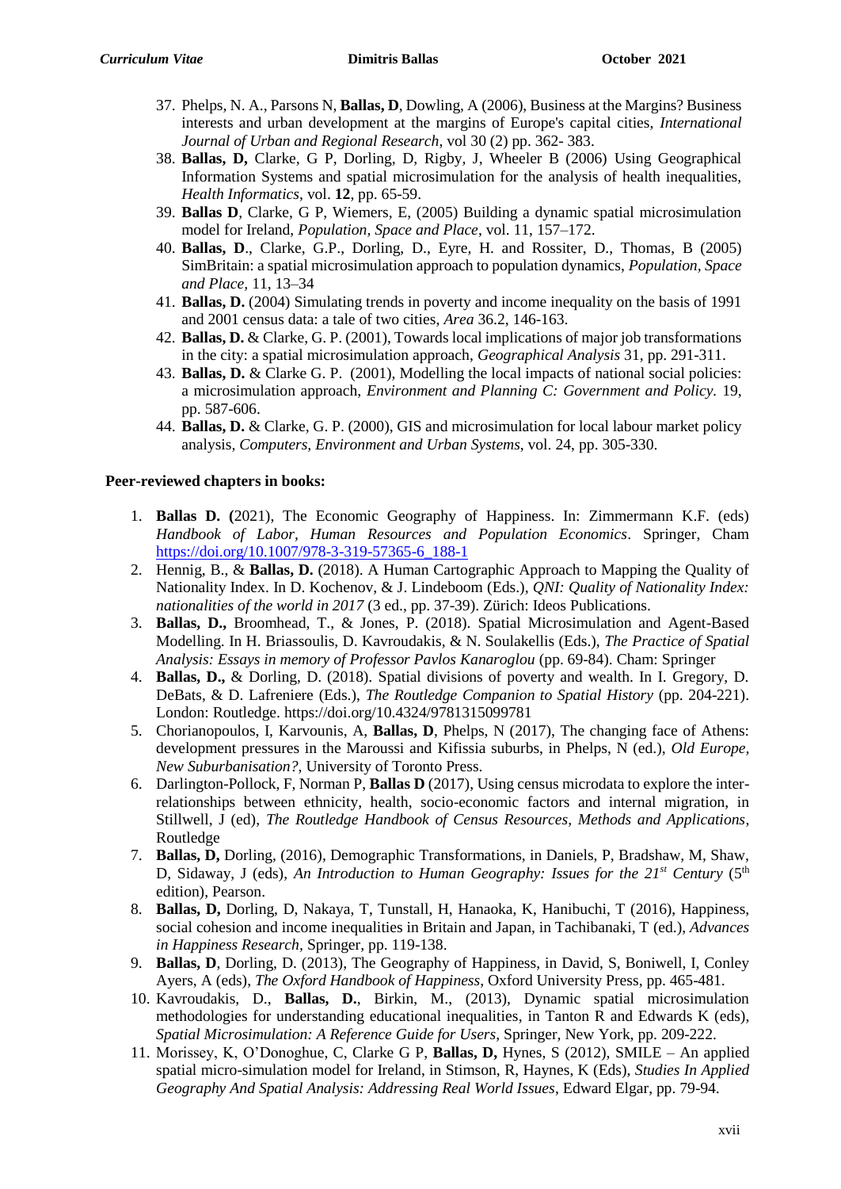37. Phelps, N. A., Parsons N, **Ballas, D**, Dowling, A (2006), Business at the Margins? Business interests and urban development at the margins of Europe's capital cities, *International Journal of Urban and Regional Research*, vol 30 (2) pp. 362- 383.
38. **Ballas, D,** Clarke, G P, Dorling, D, Rigby, J, Wheeler B (2006) Using Geographical Information Systems and spatial microsimulation for the analysis of health inequalities, *Health Informatics*, vol. **12**, pp. 65-59.
39. **Ballas D**, Clarke, G P, Wiemers, E, (2005) Building a dynamic spatial microsimulation model for Ireland, *Population, Space and Place*, vol. 11, 157–172.
40. **Ballas, D**., Clarke, G.P., Dorling, D., Eyre, H. and Rossiter, D., Thomas, B (2005) SimBritain: a spatial microsimulation approach to population dynamics, *Population, Space and Place*, 11, 13–34
41. **Ballas, D.** (2004) Simulating trends in poverty and income inequality on the basis of 1991 and 2001 census data: a tale of two cities, *Area* 36.2, 146-163.
42. **Ballas, D.** & Clarke, G. P. (2001), Towards local implications of major job transformations in the city: a spatial microsimulation approach, *Geographical Analysis* 31, pp. 291-311.
43. **Ballas, D.** & Clarke G. P. (2001), Modelling the local impacts of national social policies: a microsimulation approach, *Environment and Planning C: Government and Policy.* 19, pp. 587-606.
44. **Ballas, D.** & Clarke, G. P. (2000), GIS and microsimulation for local labour market policy analysis, *Computers, Environment and Urban Systems*, vol. 24, pp. 305-330.

**Peer-reviewed chapters in books:**

1. **Ballas D. (**2021), The Economic Geography of Happiness. In: Zimmermann K.F. (eds) *Handbook of Labor, Human Resources and Population Economics*. Springer, Cham https://doi.org/10.1007/978-3-319-57365-6_188-1
2. Hennig, B., & **Ballas, D.** (2018). A Human Cartographic Approach to Mapping the Quality of Nationality Index. In D. Kochenov, & J. Lindeboom (Eds.), *QNI: Quality of Nationality Index: nationalities of the world in 2017* (3 ed., pp. 37-39). Zürich: Ideos Publications.
3. **Ballas, D.,** Broomhead, T., & Jones, P. (2018). Spatial Microsimulation and Agent-Based Modelling. In H. Briassoulis, D. Kavroudakis, & N. Soulakellis (Eds.), *The Practice of Spatial Analysis: Essays in memory of Professor Pavlos Kanaroglou* (pp. 69-84). Cham: Springer
4. **Ballas, D.,** & Dorling, D. (2018). Spatial divisions of poverty and wealth. In I. Gregory, D. DeBats, & D. Lafreniere (Eds.), *The Routledge Companion to Spatial History* (pp. 204-221). London: Routledge. https://doi.org/10.4324/9781315099781
5. Chorianopoulos, I, Karvounis, A, **Ballas, D**, Phelps, N (2017), The changing face of Athens: development pressures in the Maroussi and Kifissia suburbs, in Phelps, N (ed.), *Old Europe, New Suburbanisation?*, University of Toronto Press.
6. Darlington-Pollock, F, Norman P, **Ballas D** (2017), Using census microdata to explore the inter-relationships between ethnicity, health, socio-economic factors and internal migration, in Stillwell, J (ed), *The Routledge Handbook of Census Resources, Methods and Applications*, Routledge
7. **Ballas, D,** Dorling, (2016), Demographic Transformations, in Daniels, P, Bradshaw, M, Shaw, D, Sidaway, J (eds), *An Introduction to Human Geography: Issues for the 21st Century* (5th edition), Pearson.
8. **Ballas, D,** Dorling, D, Nakaya, T, Tunstall, H, Hanaoka, K, Hanibuchi, T (2016), Happiness, social cohesion and income inequalities in Britain and Japan, in Tachibanaki, T (ed.), *Advances in Happiness Research*, Springer, pp. 119-138.
9. **Ballas, D**, Dorling, D. (2013), The Geography of Happiness, in David, S, Boniwell, I, Conley Ayers, A (eds), *The Oxford Handbook of Happiness*, Oxford University Press, pp. 465-481.
10. Kavroudakis, D., **Ballas, D.**, Birkin, M., (2013), Dynamic spatial microsimulation methodologies for understanding educational inequalities, in Tanton R and Edwards K (eds), *Spatial Microsimulation: A Reference Guide for Users*, Springer, New York, pp. 209-222.
11. Morissey, K, O'Donoghue, C, Clarke G P, **Ballas, D,** Hynes, S (2012), SMILE – An applied spatial micro-simulation model for Ireland, in Stimson, R, Haynes, K (Eds), *Studies In Applied Geography And Spatial Analysis: Addressing Real World Issues*, Edward Elgar, pp. 79-94.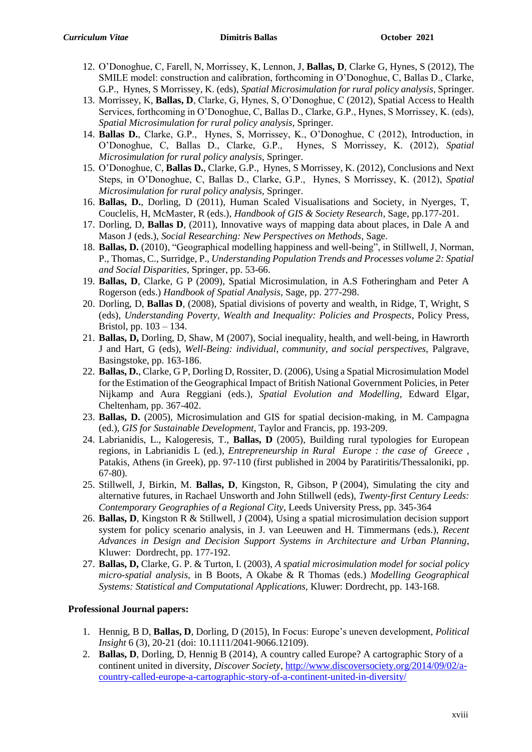12. O'Donoghue, C, Farell, N, Morrissey, K, Lennon, J, **Ballas, D**, Clarke G, Hynes, S (2012), The SMILE model: construction and calibration, forthcoming in O'Donoghue, C, Ballas D., Clarke, G.P., Hynes, S Morrissey, K. (eds), *Spatial Microsimulation for rural policy analysis*, Springer.
13. Morrissey, K, **Ballas, D**, Clarke, G, Hynes, S, O'Donoghue, C (2012), Spatial Access to Health Services, forthcoming in O'Donoghue, C, Ballas D., Clarke, G.P., Hynes, S Morrissey, K. (eds), *Spatial Microsimulation for rural policy analysis*, Springer.
14. **Ballas D.**, Clarke, G.P., Hynes, S, Morrissey, K., O'Donoghue, C (2012), Introduction, in O'Donoghue, C, Ballas D., Clarke, G.P., Hynes, S Morrissey, K. (2012), *Spatial Microsimulation for rural policy analysis*, Springer.
15. O'Donoghue, C, **Ballas D.**, Clarke, G.P., Hynes, S Morrissey, K. (2012), Conclusions and Next Steps, in O'Donoghue, C, Ballas D., Clarke, G.P., Hynes, S Morrissey, K. (2012), *Spatial Microsimulation for rural policy analysis*, Springer.
16. **Ballas, D.**, Dorling, D (2011), Human Scaled Visualisations and Society, in Nyerges, T, Couclelis, H, McMaster, R (eds.), *Handbook of GIS & Society Research*, Sage, pp.177-201.
17. Dorling, D, **Ballas D**, (2011), Innovative ways of mapping data about places, in Dale A and Mason J (eds.), *Social Researching: New Perspectives on Methods*, Sage.
18. **Ballas, D.** (2010), "Geographical modelling happiness and well-being", in Stillwell, J, Norman, P., Thomas, C., Surridge, P., *Understanding Population Trends and Processes volume 2: Spatial and Social Disparities*, Springer, pp. 53-66.
19. **Ballas, D**, Clarke, G P (2009), Spatial Microsimulation, in A.S Fotheringham and Peter A Rogerson (eds.) *Handbook of Spatial Analysis*, Sage, pp. 277-298.
20. Dorling, D, **Ballas D**, (2008), Spatial divisions of poverty and wealth, in Ridge, T, Wright, S (eds), *Understanding Poverty, Wealth and Inequality: Policies and Prospects*, Policy Press, Bristol, pp. 103 – 134.
21. **Ballas, D,** Dorling, D, Shaw, M (2007), Social inequality, health, and well-being, in Hawrorth J and Hart, G (eds), *Well-Being: individual, community, and social perspectives*, Palgrave, Basingstoke, pp. 163-186.
22. **Ballas, D.**, Clarke, G P, Dorling D, Rossiter, D. (2006), Using a Spatial Microsimulation Model for the Estimation of the Geographical Impact of British National Government Policies, in Peter Nijkamp and Aura Reggiani (eds.), *Spatial Evolution and Modelling*, Edward Elgar, Cheltenham, pp. 367-402.
23. **Ballas, D.** (2005), Microsimulation and GIS for spatial decision-making, in M. Campagna (ed.), *GIS for Sustainable Development*, Taylor and Francis, pp. 193-209.
24. Labrianidis, L., Kalogeresis, T., **Ballas, D** (2005), Building rural typologies for European regions, in Labrianidis L (ed.), *Entrepreneurship in Rural Europe : the case of Greece* , Patakis, Athens (in Greek), pp. 97-110 (first published in 2004 by Paratiritis/Thessaloniki, pp. 67-80).
25. Stillwell, J, Birkin, M. **Ballas, D**, Kingston, R, Gibson, P (2004), Simulating the city and alternative futures, in Rachael Unsworth and John Stillwell (eds), *Twenty-first Century Leeds: Contemporary Geographies of a Regional City*, Leeds University Press, pp. 345-364
26. **Ballas, D**, Kingston R & Stillwell, J (2004), Using a spatial microsimulation decision support system for policy scenario analysis, in J. van Leeuwen and H. Timmermans (eds.), *Recent Advances in Design and Decision Support Systems in Architecture and Urban Planning*, Kluwer: Dordrecht, pp. 177-192.
27. **Ballas, D,** Clarke, G. P. & Turton, I. (2003), *A spatial microsimulation model for social policy micro-spatial analysis*, in B Boots, A Okabe & R Thomas (eds.) *Modelling Geographical Systems: Statistical and Computational Applications,* Kluwer: Dordrecht, pp. 143-168.

**Professional Journal papers:**

1. Hennig, B D, **Ballas, D**, Dorling, D (2015), In Focus: Europe's uneven development, *Political Insight* 6 (3), 20-21 (doi: 10.1111/2041-9066.12109).
2. **Ballas, D**, Dorling, D, Hennig B (2014), A country called Europe? A cartographic Story of a continent united in diversity, *Discover Society*, http://www.discoversociety.org/2014/09/02/a-country-called-europe-a-cartographic-story-of-a-continent-united-in-diversity/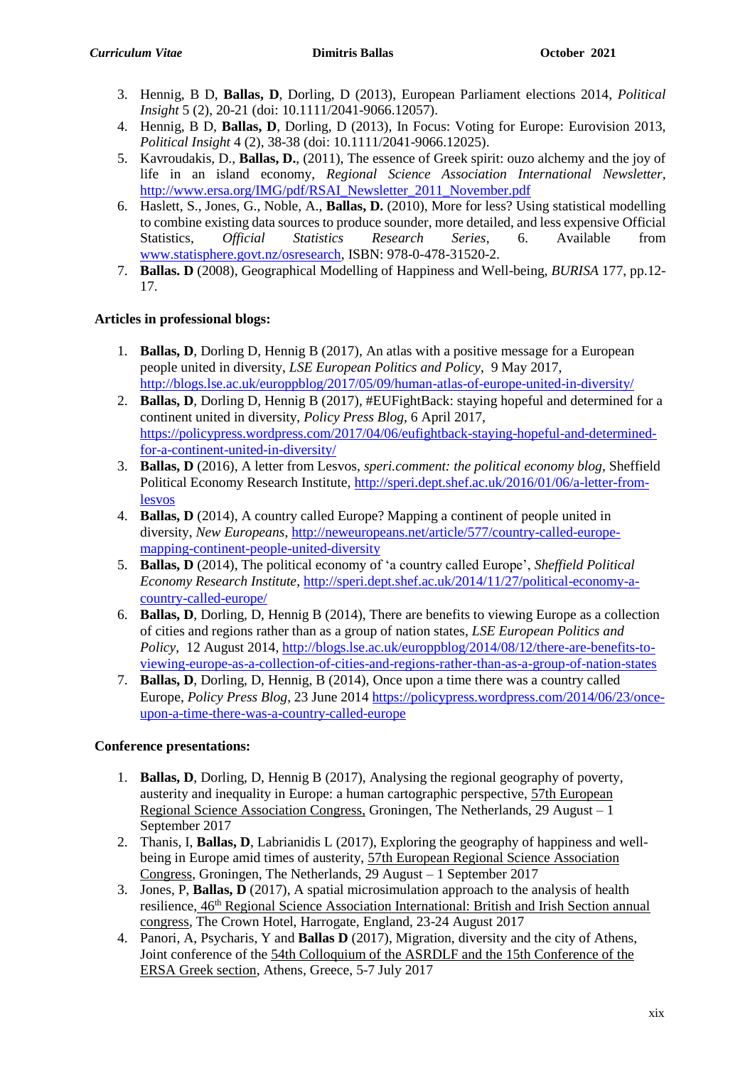3. Hennig, B D, **Ballas, D**, Dorling, D (2013), European Parliament elections 2014, *Political Insight* 5 (2), 20-21 (doi: 10.1111/2041-9066.12057).
4. Hennig, B D, **Ballas, D**, Dorling, D (2013), In Focus: Voting for Europe: Eurovision 2013, *Political Insight* 4 (2), 38-38 (doi: 10.1111/2041-9066.12025).
5. Kavroudakis, D., **Ballas, D.**, (2011), The essence of Greek spirit: ouzo alchemy and the joy of life in an island economy, *Regional Science Association International Newsletter*, http://www.ersa.org/IMG/pdf/RSAI_Newsletter_2011_November.pdf
6. Haslett, S., Jones, G., Noble, A., **Ballas, D.** (2010), More for less? Using statistical modelling to combine existing data sources to produce sounder, more detailed, and less expensive Official Statistics, *Official Statistics Research Series*, 6. Available from www.statisphere.govt.nz/osresearch, ISBN: 978-0-478-31520-2.
7. **Ballas. D** (2008), Geographical Modelling of Happiness and Well-being, *BURISA* 177, pp.12-17.

**Articles in professional blogs:**

1. **Ballas, D**, Dorling D, Hennig B (2017), An atlas with a positive message for a European people united in diversity, *LSE European Politics and Policy*, 9 May 2017, http://blogs.lse.ac.uk/europpblog/2017/05/09/human-atlas-of-europe-united-in-diversity/
2. **Ballas, D**, Dorling D, Hennig B (2017), #EUFightBack: staying hopeful and determined for a continent united in diversity, *Policy Press Blog*, 6 April 2017, https://policypress.wordpress.com/2017/04/06/eufightback-staying-hopeful-and-determined-for-a-continent-united-in-diversity/
3. **Ballas, D** (2016), A letter from Lesvos, *speri.comment: the political economy blog*, Sheffield Political Economy Research Institute, http://speri.dept.shef.ac.uk/2016/01/06/a-letter-from-lesvos
4. **Ballas, D** (2014), A country called Europe? Mapping a continent of people united in diversity, *New Europeans*, http://neweuropeans.net/article/577/country-called-europe-mapping-continent-people-united-diversity
5. **Ballas, D** (2014), The political economy of 'a country called Europe', *Sheffield Political Economy Research Institute*, http://speri.dept.shef.ac.uk/2014/11/27/political-economy-a-country-called-europe/
6. **Ballas, D**, Dorling, D, Hennig B (2014), There are benefits to viewing Europe as a collection of cities and regions rather than as a group of nation states, *LSE European Politics and Policy*, 12 August 2014, http://blogs.lse.ac.uk/europpblog/2014/08/12/there-are-benefits-to-viewing-europe-as-a-collection-of-cities-and-regions-rather-than-as-a-group-of-nation-states
7. **Ballas, D**, Dorling, D, Hennig, B (2014), Once upon a time there was a country called Europe, *Policy Press Blog*, 23 June 2014 https://policypress.wordpress.com/2014/06/23/once-upon-a-time-there-was-a-country-called-europe

**Conference presentations:**

1. **Ballas, D**, Dorling, D, Hennig B (2017), Analysing the regional geography of poverty, austerity and inequality in Europe: a human cartographic perspective, 57th European Regional Science Association Congress, Groningen, The Netherlands, 29 August – 1 September 2017
2. Thanis, I, **Ballas, D**, Labrianidis L (2017), Exploring the geography of happiness and well-being in Europe amid times of austerity, 57th European Regional Science Association Congress, Groningen, The Netherlands, 29 August – 1 September 2017
3. Jones, P, **Ballas, D** (2017), A spatial microsimulation approach to the analysis of health resilience, 46th Regional Science Association International: British and Irish Section annual congress, The Crown Hotel, Harrogate, England, 23-24 August 2017
4. Panori, A, Psycharis, Y and **Ballas D** (2017), Migration, diversity and the city of Athens, Joint conference of the 54th Colloquium of the ASRDLF and the 15th Conference of the ERSA Greek section, Athens, Greece, 5-7 July 2017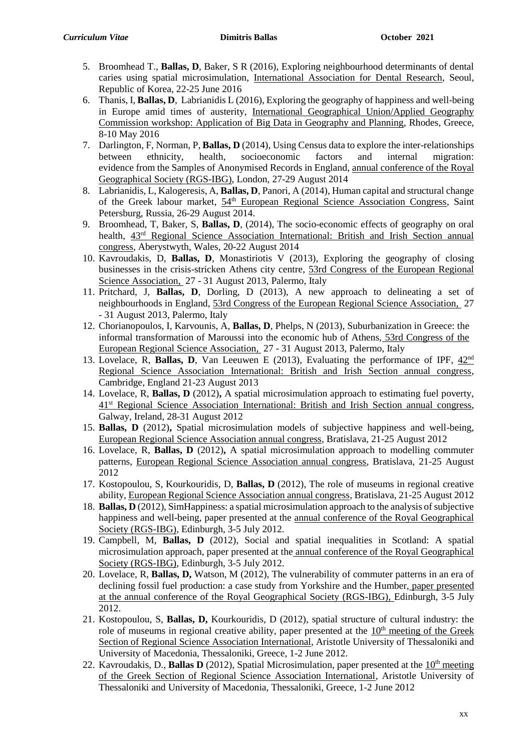5. Broomhead T., **Ballas, D**, Baker, S R (2016), Exploring neighbourhood determinants of dental caries using spatial microsimulation, International Association for Dental Research, Seoul, Republic of Korea, 22-25 June 2016
6. Thanis, I, **Ballas, D**, Labrianidis L (2016), Exploring the geography of happiness and well-being in Europe amid times of austerity, International Geographical Union/Applied Geography Commission workshop: Application of Big Data in Geography and Planning, Rhodes, Greece, 8-10 May 2016
7. Darlington, F, Norman, P, **Ballas, D** (2014), Using Census data to explore the inter-relationships between ethnicity, health, socioeconomic factors and internal migration: evidence from the Samples of Anonymised Records in England, annual conference of the Royal Geographical Society (RGS-IBG), London, 27-29 August 2014
8. Labrianidis, L, Kalogeresis, A, **Ballas, D**, Panori, A (2014), Human capital and structural change of the Greek labour market, 54th European Regional Science Association Congress, Saint Petersburg, Russia, 26-29 August 2014.
9. Broomhead, T, Baker, S, **Ballas, D**, (2014), The socio-economic effects of geography on oral health, 43rd Regional Science Association International: British and Irish Section annual congress, Aberystwyth, Wales, 20-22 August 2014
10. Kavroudakis, D, **Ballas, D**, Monastiriotis V (2013), Exploring the geography of closing businesses in the crisis-stricken Athens city centre, 53rd Congress of the European Regional Science Association, 27 - 31 August 2013, Palermo, Italy
11. Pritchard, J, **Ballas, D**, Dorling, D (2013), A new approach to delineating a set of neighbourhoods in England, 53rd Congress of the European Regional Science Association, 27 - 31 August 2013, Palermo, Italy
12. Chorianopoulos, I, Karvounis, A, **Ballas, D**, Phelps, N (2013), Suburbanization in Greece: the informal transformation of Maroussi into the economic hub of Athens, 53rd Congress of the European Regional Science Association, 27 - 31 August 2013, Palermo, Italy
13. Lovelace, R, **Ballas, D**, Van Leeuwen E (2013), Evaluating the performance of IPF, 42nd Regional Science Association International: British and Irish Section annual congress, Cambridge, England 21-23 August 2013
14. Lovelace, R, **Ballas, D** (2012)**,** A spatial microsimulation approach to estimating fuel poverty, 41st Regional Science Association International: British and Irish Section annual congress, Galway, Ireland, 28-31 August 2012
15. **Ballas, D** (2012)**,** Spatial microsimulation models of subjective happiness and well-being, European Regional Science Association annual congress, Bratislava, 21-25 August 2012
16. Lovelace, R, **Ballas, D** (2012)**,** A spatial microsimulation approach to modelling commuter patterns, European Regional Science Association annual congress, Bratislava, 21-25 August 2012
17. Kostopoulou, S, Kourkouridis, D, **Ballas, D** (2012), The role of museums in regional creative ability, European Regional Science Association annual congress, Bratislava, 21-25 August 2012
18. **Ballas, D** (2012), SimHappiness: a spatial microsimulation approach to the analysis of subjective happiness and well-being, paper presented at the annual conference of the Royal Geographical Society (RGS-IBG), Edinburgh, 3-5 July 2012.
19. Campbell, M, **Ballas, D** (2012), Social and spatial inequalities in Scotland: A spatial microsimulation approach, paper presented at the annual conference of the Royal Geographical Society (RGS-IBG), Edinburgh, 3-5 July 2012.
20. Lovelace, R, **Ballas, D,** Watson, M (2012), The vulnerability of commuter patterns in an era of declining fossil fuel production: a case study from Yorkshire and the Humber, paper presented at the annual conference of the Royal Geographical Society (RGS-IBG), Edinburgh, 3-5 July 2012.
21. Kostopoulou, S, **Ballas, D,** Kourkouridis, D (2012), spatial structure of cultural industry: the role of museums in regional creative ability, paper presented at the 10th meeting of the Greek Section of Regional Science Association International, Aristotle University of Thessaloniki and University of Macedonia, Thessaloniki, Greece, 1-2 June 2012.
22. Kavroudakis, D., **Ballas D** (2012), Spatial Microsimulation, paper presented at the 10th meeting of the Greek Section of Regional Science Association International, Aristotle University of Thessaloniki and University of Macedonia, Thessaloniki, Greece, 1-2 June 2012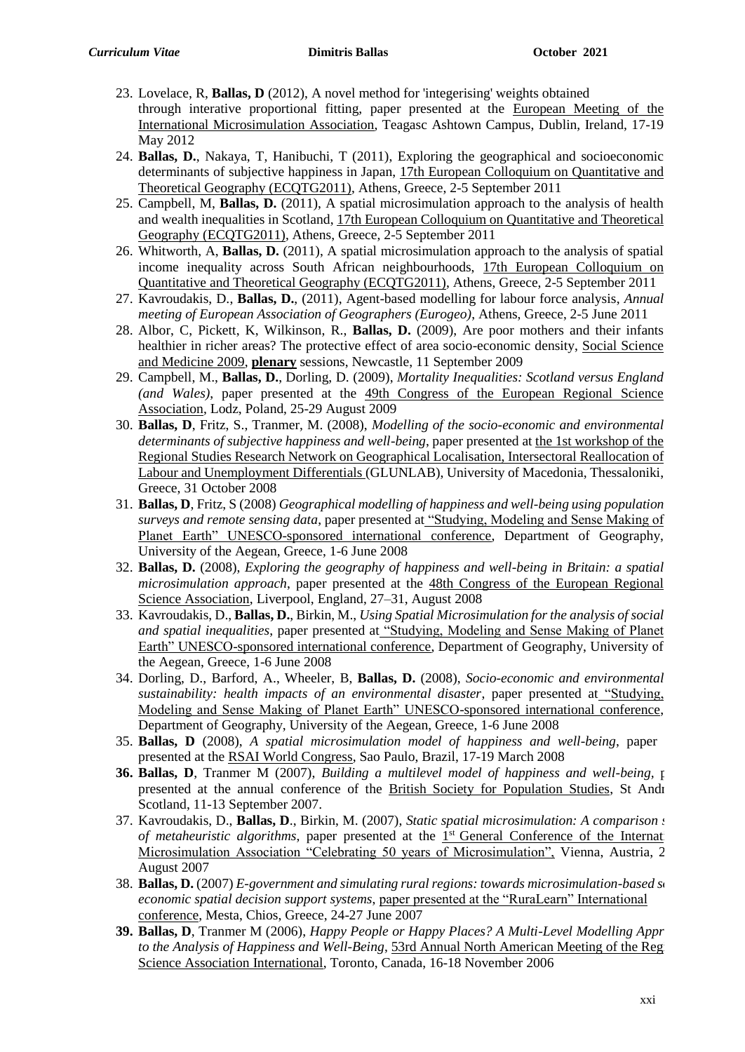23. Lovelace, R, **Ballas, D** (2012), A novel method for 'integerising' weights obtained through interative proportional fitting, paper presented at the European Meeting of the International Microsimulation Association, Teagasc Ashtown Campus, Dublin, Ireland, 17-19 May 2012
24. **Ballas, D.**, Nakaya, T, Hanibuchi, T (2011), Exploring the geographical and socioeconomic determinants of subjective happiness in Japan, 17th European Colloquium on Quantitative and Theoretical Geography (ECQTG2011), Athens, Greece, 2-5 September 2011
25. Campbell, M, **Ballas, D.** (2011), A spatial microsimulation approach to the analysis of health and wealth inequalities in Scotland, 17th European Colloquium on Quantitative and Theoretical Geography (ECQTG2011), Athens, Greece, 2-5 September 2011
26. Whitworth, A, **Ballas, D.** (2011), A spatial microsimulation approach to the analysis of spatial income inequality across South African neighbourhoods, 17th European Colloquium on Quantitative and Theoretical Geography (ECQTG2011), Athens, Greece, 2-5 September 2011
27. Kavroudakis, D., **Ballas, D.**, (2011), Agent-based modelling for labour force analysis, *Annual meeting of European Association of Geographers (Eurogeo)*, Athens, Greece, 2-5 June 2011
28. Albor, C, Pickett, K, Wilkinson, R., **Ballas, D.** (2009), Are poor mothers and their infants healthier in richer areas? The protective effect of area socio-economic density, Social Science and Medicine 2009, **plenary** sessions, Newcastle, 11 September 2009
29. Campbell, M., **Ballas, D.**, Dorling, D. (2009), *Mortality Inequalities: Scotland versus England (and Wales)*, paper presented at the 49th Congress of the European Regional Science Association, Lodz, Poland, 25-29 August 2009
30. **Ballas, D**, Fritz, S., Tranmer, M. (2008), *Modelling of the socio-economic and environmental determinants of subjective happiness and well-being*, paper presented at the 1st workshop of the Regional Studies Research Network on Geographical Localisation, Intersectoral Reallocation of Labour and Unemployment Differentials (GLUNLAB), University of Macedonia, Thessaloniki, Greece, 31 October 2008
31. **Ballas, D**, Fritz, S (2008) *Geographical modelling of happiness and well-being using population surveys and remote sensing data*, paper presented at "Studying, Modeling and Sense Making of Planet Earth" UNESCO-sponsored international conference, Department of Geography, University of the Aegean, Greece, 1-6 June 2008
32. **Ballas, D.** (2008), *Exploring the geography of happiness and well-being in Britain: a spatial microsimulation approach*, paper presented at the 48th Congress of the European Regional Science Association, Liverpool, England, 27–31, August 2008
33. Kavroudakis, D., **Ballas, D.**, Birkin, M., *Using Spatial Microsimulation for the analysis of social and spatial inequalities*, paper presented at "Studying, Modeling and Sense Making of Planet Earth" UNESCO-sponsored international conference, Department of Geography, University of the Aegean, Greece, 1-6 June 2008
34. Dorling, D., Barford, A., Wheeler, B, **Ballas, D.** (2008), *Socio-economic and environmental sustainability: health impacts of an environmental disaster*, paper presented at "Studying, Modeling and Sense Making of Planet Earth" UNESCO-sponsored international conference, Department of Geography, University of the Aegean, Greece, 1-6 June 2008
35. **Ballas, D** (2008), *A spatial microsimulation model of happiness and well-being*, paper presented at the RSAI World Congress, Sao Paulo, Brazil, 17-19 March 2008
36. **Ballas, D**, Tranmer M (2007), *Building a multilevel model of happiness and well-being*, p presented at the annual conference of the British Society for Population Studies, St Andr Scotland, 11-13 September 2007.
37. Kavroudakis, D., **Ballas, D**., Birkin, M. (2007), *Static spatial microsimulation: A comparison of metaheuristic algorithms*, paper presented at the 1st General Conference of the Internat Microsimulation Association "Celebrating 50 years of Microsimulation", Vienna, Austria, 2 August 2007
38. **Ballas, D.** (2007) *E-government and simulating rural regions: towards microsimulation-based s economic spatial decision support systems*, paper presented at the "RuraLearn" International conference, Mesta, Chios, Greece, 24-27 June 2007
39. **Ballas, D**, Tranmer M (2006), *Happy People or Happy Places? A Multi-Level Modelling Appr to the Analysis of Happiness and Well-Being*, 53rd Annual North American Meeting of the Reg Science Association International, Toronto, Canada, 16-18 November 2006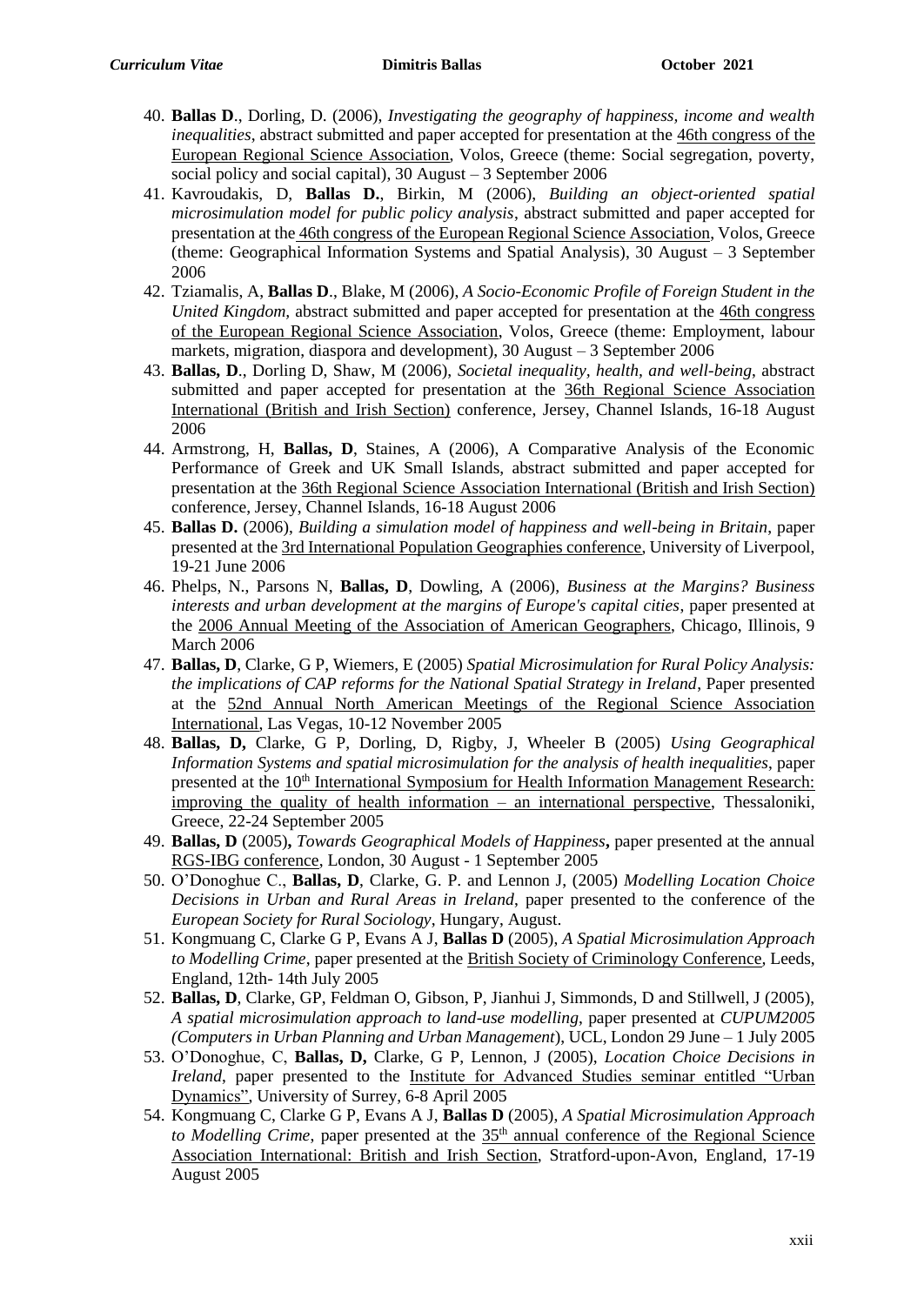40. **Ballas D**., Dorling, D. (2006), *Investigating the geography of happiness, income and wealth inequalities*, abstract submitted and paper accepted for presentation at the 46th congress of the European Regional Science Association, Volos, Greece (theme: Social segregation, poverty, social policy and social capital), 30 August – 3 September 2006
41. Kavroudakis, D, **Ballas D.**, Birkin, M (2006), *Building an object-oriented spatial microsimulation model for public policy analysis*, abstract submitted and paper accepted for presentation at the 46th congress of the European Regional Science Association, Volos, Greece (theme: Geographical Information Systems and Spatial Analysis), 30 August – 3 September 2006
42. Tziamalis, A, **Ballas D**., Blake, M (2006), *A Socio-Economic Profile of Foreign Student in the United Kingdom*, abstract submitted and paper accepted for presentation at the 46th congress of the European Regional Science Association, Volos, Greece (theme: Employment, labour markets, migration, diaspora and development), 30 August – 3 September 2006
43. **Ballas, D**., Dorling D, Shaw, M (2006), *Societal inequality, health, and well-being*, abstract submitted and paper accepted for presentation at the 36th Regional Science Association International (British and Irish Section) conference, Jersey, Channel Islands, 16-18 August 2006
44. Armstrong, H, **Ballas, D**, Staines, A (2006), A Comparative Analysis of the Economic Performance of Greek and UK Small Islands, abstract submitted and paper accepted for presentation at the 36th Regional Science Association International (British and Irish Section) conference, Jersey, Channel Islands, 16-18 August 2006
45. **Ballas D.** (2006), *Building a simulation model of happiness and well-being in Britain*, paper presented at the 3rd International Population Geographies conference, University of Liverpool, 19-21 June 2006
46. Phelps, N., Parsons N, **Ballas, D**, Dowling, A (2006), *Business at the Margins? Business interests and urban development at the margins of Europe's capital cities*, paper presented at the 2006 Annual Meeting of the Association of American Geographers, Chicago, Illinois, 9 March 2006
47. **Ballas, D**, Clarke, G P, Wiemers, E (2005) *Spatial Microsimulation for Rural Policy Analysis: the implications of CAP reforms for the National Spatial Strategy in Ireland*, Paper presented at the 52nd Annual North American Meetings of the Regional Science Association International, Las Vegas, 10-12 November 2005
48. **Ballas, D,** Clarke, G P, Dorling, D, Rigby, J, Wheeler B (2005) *Using Geographical Information Systems and spatial microsimulation for the analysis of health inequalities*, paper presented at the 10th International Symposium for Health Information Management Research: improving the quality of health information – an international perspective, Thessaloniki, Greece, 22-24 September 2005
49. **Ballas, D** (2005)**,** *Towards Geographical Models of Happiness***,** paper presented at the annual RGS-IBG conference, London, 30 August - 1 September 2005
50. O'Donoghue C., **Ballas, D**, Clarke, G. P. and Lennon J, (2005) *Modelling Location Choice Decisions in Urban and Rural Areas in Ireland*, paper presented to the conference of the *European Society for Rural Sociology*, Hungary, August.
51. Kongmuang C, Clarke G P, Evans A J, **Ballas D** (2005), *A Spatial Microsimulation Approach to Modelling Crime*, paper presented at the British Society of Criminology Conference, Leeds, England, 12th- 14th July 2005
52. **Ballas, D**, Clarke, GP, Feldman O, Gibson, P, Jianhui J, Simmonds, D and Stillwell, J (2005), *A spatial microsimulation approach to land-use modelling*, paper presented at *CUPUM2005 (Computers in Urban Planning and Urban Management*), UCL, London 29 June – 1 July 2005
53. O'Donoghue, C, **Ballas, D,** Clarke, G P, Lennon, J (2005), *Location Choice Decisions in Ireland*, paper presented to the Institute for Advanced Studies seminar entitled "Urban Dynamics", University of Surrey, 6-8 April 2005
54. Kongmuang C, Clarke G P, Evans A J, **Ballas D** (2005), *A Spatial Microsimulation Approach to Modelling Crime*, paper presented at the 35th annual conference of the Regional Science Association International: British and Irish Section, Stratford-upon-Avon, England, 17-19 August 2005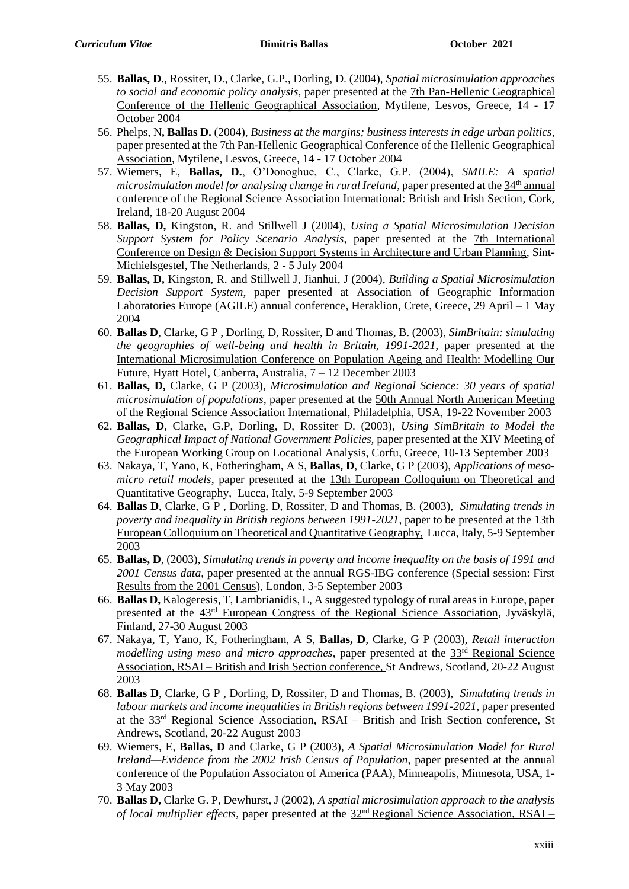55. **Ballas, D**., Rossiter, D., Clarke, G.P., Dorling, D. (2004), *Spatial microsimulation approaches to social and economic policy analysis*, paper presented at the 7th Pan-Hellenic Geographical Conference of the Hellenic Geographical Association, Mytilene, Lesvos, Greece, 14 - 17 October 2004
56. Phelps, N**, Ballas D.** (2004), *Business at the margins; business interests in edge urban politics*, paper presented at the 7th Pan-Hellenic Geographical Conference of the Hellenic Geographical Association, Mytilene, Lesvos, Greece, 14 - 17 October 2004
57. Wiemers, E, **Ballas, D.**, O'Donoghue, C., Clarke, G.P. (2004), *SMILE: A spatial microsimulation model for analysing change in rural Ireland*, paper presented at the 34th annual conference of the Regional Science Association International: British and Irish Section, Cork, Ireland, 18-20 August 2004
58. **Ballas, D,** Kingston, R. and Stillwell J (2004), *Using a Spatial Microsimulation Decision Support System for Policy Scenario Analysis*, paper presented at the 7th International Conference on Design & Decision Support Systems in Architecture and Urban Planning, Sint-Michielsgestel, The Netherlands, 2 - 5 July 2004
59. **Ballas, D,** Kingston, R. and Stillwell J, Jianhui, J (2004), *Building a Spatial Microsimulation Decision Support System*, paper presented at Association of Geographic Information Laboratories Europe (AGILE) annual conference, Heraklion, Crete, Greece, 29 April – 1 May 2004
60. **Ballas D**, Clarke, G P , Dorling, D, Rossiter, D and Thomas, B. (2003), *SimBritain: simulating the geographies of well-being and health in Britain, 1991-2021*, paper presented at the International Microsimulation Conference on Population Ageing and Health: Modelling Our Future, Hyatt Hotel, Canberra, Australia, 7 – 12 December 2003
61. **Ballas, D,** Clarke, G P (2003), *Microsimulation and Regional Science: 30 years of spatial microsimulation of populations*, paper presented at the 50th Annual North American Meeting of the Regional Science Association International, Philadelphia, USA, 19-22 November 2003
62. **Ballas, D**, Clarke, G.P, Dorling, D, Rossiter D. (2003), *Using SimBritain to Model the Geographical Impact of National Government Policies,* paper presented at the XIV Meeting of the European Working Group on Locational Analysis, Corfu, Greece, 10-13 September 2003
63. Nakaya, T, Yano, K, Fotheringham, A S, **Ballas, D**, Clarke, G P (2003), *Applications of meso-micro retail models*, paper presented at the 13th European Colloquium on Theoretical and Quantitative Geography, Lucca, Italy, 5-9 September 2003
64. **Ballas D**, Clarke, G P , Dorling, D, Rossiter, D and Thomas, B. (2003), *Simulating trends in poverty and inequality in British regions between 1991-2021*, paper to be presented at the 13th European Colloquium on Theoretical and Quantitative Geography, Lucca, Italy, 5-9 September 2003
65. **Ballas, D**, (2003), *Simulating trends in poverty and income inequality on the basis of 1991 and 2001 Census data*, paper presented at the annual RGS-IBG conference (Special session: First Results from the 2001 Census), London, 3-5 September 2003
66. **Ballas D,** Kalogeresis, T, Lambrianidis, L, A suggested typology of rural areas in Europe, paper presented at the 43rd European Congress of the Regional Science Association, Jyväskylä, Finland, 27-30 August 2003
67. Nakaya, T, Yano, K, Fotheringham, A S, **Ballas, D**, Clarke, G P (2003), *Retail interaction modelling using meso and micro approaches*, paper presented at the 33rd Regional Science Association, RSAI – British and Irish Section conference, St Andrews, Scotland, 20-22 August 2003
68. **Ballas D**, Clarke, G P , Dorling, D, Rossiter, D and Thomas, B. (2003), *Simulating trends in labour markets and income inequalities in British regions between 1991-2021*, paper presented at the 33rd Regional Science Association, RSAI – British and Irish Section conference, St Andrews, Scotland, 20-22 August 2003
69. Wiemers, E, **Ballas, D** and Clarke, G P (2003), *A Spatial Microsimulation Model for Rural Ireland—Evidence from the 2002 Irish Census of Population*, paper presented at the annual conference of the Population Associaton of America (PAA), Minneapolis, Minnesota, USA, 1-3 May 2003
70. **Ballas D,** Clarke G. P, Dewhurst, J (2002), *A spatial microsimulation approach to the analysis of local multiplier effects*, paper presented at the 32nd Regional Science Association, RSAI –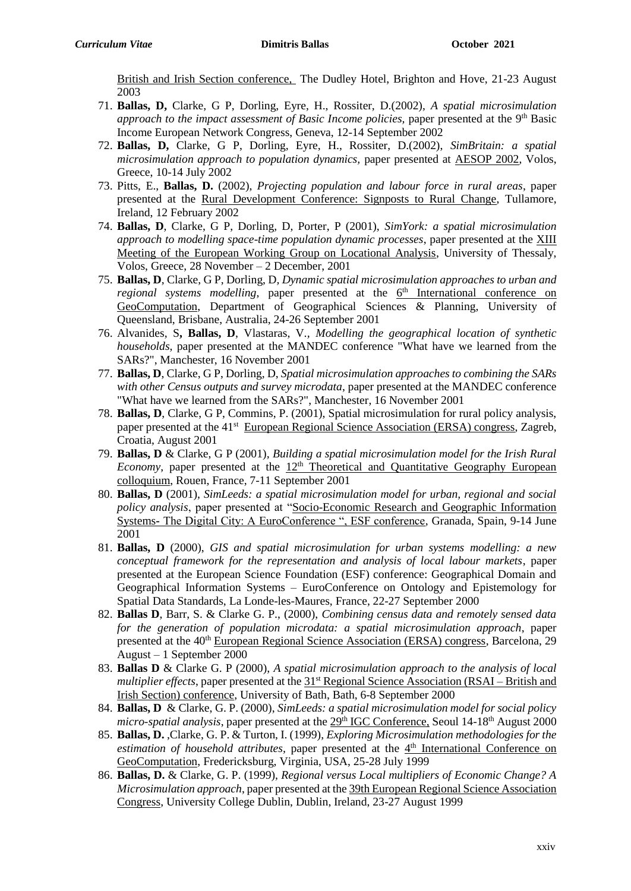British and Irish Section conference, The Dudley Hotel, Brighton and Hove, 21-23 August 2003

71. **Ballas, D,** Clarke, G P, Dorling, Eyre, H., Rossiter, D.(2002), *A spatial microsimulation approach to the impact assessment of Basic Income policies,* paper presented at the 9th Basic Income European Network Congress, Geneva, 12-14 September 2002
72. **Ballas, D,** Clarke, G P, Dorling, Eyre, H., Rossiter, D.(2002), *SimBritain: a spatial microsimulation approach to population dynamics,* paper presented at AESOP 2002, Volos, Greece, 10-14 July 2002
73. Pitts, E., **Ballas, D.** (2002), *Projecting population and labour force in rural areas*, paper presented at the Rural Development Conference: Signposts to Rural Change, Tullamore, Ireland, 12 February 2002
74. **Ballas, D**, Clarke, G P, Dorling, D, Porter, P (2001), *SimYork: a spatial microsimulation approach to modelling space-time population dynamic processes*, paper presented at the XIII Meeting of the European Working Group on Locational Analysis, University of Thessaly, Volos, Greece, 28 November – 2 December, 2001
75. **Ballas, D**, Clarke, G P, Dorling, D, *Dynamic spatial microsimulation approaches to urban and regional systems modelling*, paper presented at the 6th International conference on GeoComputation, Department of Geographical Sciences & Planning, University of Queensland, Brisbane, Australia, 24-26 September 2001
76. Alvanides, S**, Ballas, D**, Vlastaras, V., *Modelling the geographical location of synthetic households,* paper presented at the MANDEC conference "What have we learned from the SARs?", Manchester, 16 November 2001
77. **Ballas, D**, Clarke, G P, Dorling, D, *Spatial microsimulation approaches to combining the SARs with other Census outputs and survey microdata*, paper presented at the MANDEC conference "What have we learned from the SARs?", Manchester, 16 November 2001
78. **Ballas, D**, Clarke, G P, Commins, P. (2001), Spatial microsimulation for rural policy analysis, paper presented at the 41st European Regional Science Association (ERSA) congress, Zagreb, Croatia, August 2001
79. **Ballas, D** & Clarke, G P (2001), *Building a spatial microsimulation model for the Irish Rural Economy*, paper presented at the 12th Theoretical and Quantitative Geography European colloquium, Rouen, France, 7-11 September 2001
80. **Ballas, D** (2001), *SimLeeds: a spatial microsimulation model for urban, regional and social policy analysis*, paper presented at "Socio-Economic Research and Geographic Information Systems- The Digital City: A EuroConference ", ESF conference, Granada, Spain, 9-14 June 2001
81. **Ballas, D** (2000), *GIS and spatial microsimulation for urban systems modelling: a new conceptual framework for the representation and analysis of local labour markets*, paper presented at the European Science Foundation (ESF) conference: Geographical Domain and Geographical Information Systems – EuroConference on Ontology and Epistemology for Spatial Data Standards, La Londe-les-Maures, France, 22-27 September 2000
82. **Ballas D**, Barr, S. & Clarke G. P., (2000), *Combining census data and remotely sensed data for the generation of population microdata: a spatial microsimulation approach*, paper presented at the 40th European Regional Science Association (ERSA) congress, Barcelona, 29 August – 1 September 2000
83. **Ballas D** & Clarke G. P (2000), *A spatial microsimulation approach to the analysis of local multiplier effects*, paper presented at the 31st Regional Science Association (RSAI – British and Irish Section) conference, University of Bath, Bath, 6-8 September 2000
84. **Ballas, D** & Clarke, G. P. (2000), *SimLeeds: a spatial microsimulation model for social policy micro-spatial analysis*, paper presented at the 29th IGC Conference, Seoul 14-18th August 2000
85. **Ballas, D.** ,Clarke, G. P. & Turton, I. (1999), *Exploring Microsimulation methodologies for the estimation of household attributes,* paper presented at the 4th International Conference on GeoComputation, Fredericksburg, Virginia, USA, 25-28 July 1999
86. **Ballas, D.** & Clarke, G. P. (1999), *Regional versus Local multipliers of Economic Change? A Microsimulation approach*, paper presented at the 39th European Regional Science Association Congress, University College Dublin, Dublin, Ireland, 23-27 August 1999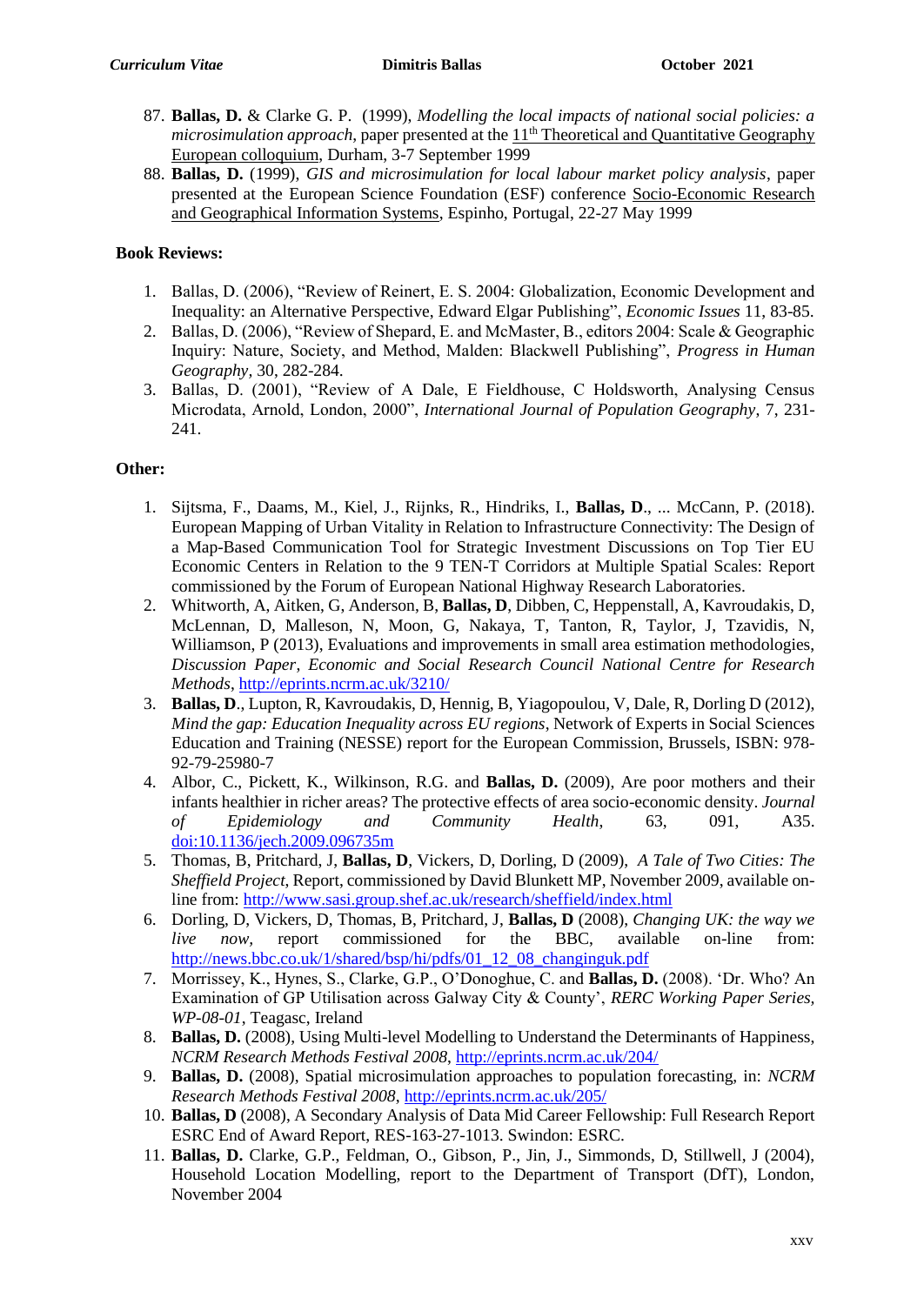87. **Ballas, D.** & Clarke G. P. (1999), *Modelling the local impacts of national social policies: a microsimulation approach*, paper presented at the 11th Theoretical and Quantitative Geography European colloquium, Durham, 3-7 September 1999
88. **Ballas, D.** (1999), *GIS and microsimulation for local labour market policy analysis*, paper presented at the European Science Foundation (ESF) conference Socio-Economic Research and Geographical Information Systems, Espinho, Portugal, 22-27 May 1999

**Book Reviews:**

1. Ballas, D. (2006), "Review of Reinert, E. S. 2004: Globalization, Economic Development and Inequality: an Alternative Perspective, Edward Elgar Publishing", *Economic Issues* 11, 83-85.
2. Ballas, D. (2006), "Review of Shepard, E. and McMaster, B., editors 2004: Scale & Geographic Inquiry: Nature, Society, and Method, Malden: Blackwell Publishing", *Progress in Human Geography*, 30, 282-284.
3. Ballas, D. (2001), "Review of A Dale, E Fieldhouse, C Holdsworth, Analysing Census Microdata, Arnold, London, 2000", *International Journal of Population Geography*, 7, 231-241.

**Other:**

1. Sijtsma, F., Daams, M., Kiel, J., Rijnks, R., Hindriks, I., **Ballas, D**., ... McCann, P. (2018). European Mapping of Urban Vitality in Relation to Infrastructure Connectivity: The Design of a Map-Based Communication Tool for Strategic Investment Discussions on Top Tier EU Economic Centers in Relation to the 9 TEN-T Corridors at Multiple Spatial Scales: Report commissioned by the Forum of European National Highway Research Laboratories.
2. Whitworth, A, Aitken, G, Anderson, B, **Ballas, D**, Dibben, C, Heppenstall, A, Kavroudakis, D, McLennan, D, Malleson, N, Moon, G, Nakaya, T, Tanton, R, Taylor, J, Tzavidis, N, Williamson, P (2013), Evaluations and improvements in small area estimation methodologies, *Discussion Paper*, *Economic and Social Research Council National Centre for Research Methods*, http://eprints.ncrm.ac.uk/3210/
3. **Ballas, D**., Lupton, R, Kavroudakis, D, Hennig, B, Yiagopoulou, V, Dale, R, Dorling D (2012), *Mind the gap: Education Inequality across EU regions*, Network of Experts in Social Sciences Education and Training (NESSE) report for the European Commission, Brussels, ISBN: 978-92-79-25980-7
4. Albor, C., Pickett, K., Wilkinson, R.G. and **Ballas, D.** (2009), Are poor mothers and their infants healthier in richer areas? The protective effects of area socio-economic density. *Journal of Epidemiology and Community Health*, 63, 091, A35. doi:10.1136/jech.2009.096735m
5. Thomas, B, Pritchard, J, **Ballas, D**, Vickers, D, Dorling, D (2009), *A Tale of Two Cities: The Sheffield Project*, Report, commissioned by David Blunkett MP, November 2009, available on-line from: http://www.sasi.group.shef.ac.uk/research/sheffield/index.html
6. Dorling, D, Vickers, D, Thomas, B, Pritchard, J, **Ballas, D** (2008), *Changing UK: the way we live now*, report commissioned for the BBC, available on-line from: http://news.bbc.co.uk/1/shared/bsp/hi/pdfs/01_12_08_changinguk.pdf
7. Morrissey, K., Hynes, S., Clarke, G.P., O'Donoghue, C. and **Ballas, D.** (2008). 'Dr. Who? An Examination of GP Utilisation across Galway City & County', *RERC Working Paper Series, WP-08-01*, Teagasc, Ireland
8. **Ballas, D.** (2008), Using Multi-level Modelling to Understand the Determinants of Happiness, *NCRM Research Methods Festival 2008*, http://eprints.ncrm.ac.uk/204/
9. **Ballas, D.** (2008), Spatial microsimulation approaches to population forecasting, in: *NCRM Research Methods Festival 2008*, http://eprints.ncrm.ac.uk/205/
10. **Ballas, D** (2008), A Secondary Analysis of Data Mid Career Fellowship: Full Research Report ESRC End of Award Report, RES-163-27-1013. Swindon: ESRC.
11. **Ballas, D.** Clarke, G.P., Feldman, O., Gibson, P., Jin, J., Simmonds, D, Stillwell, J (2004), Household Location Modelling, report to the Department of Transport (DfT), London, November 2004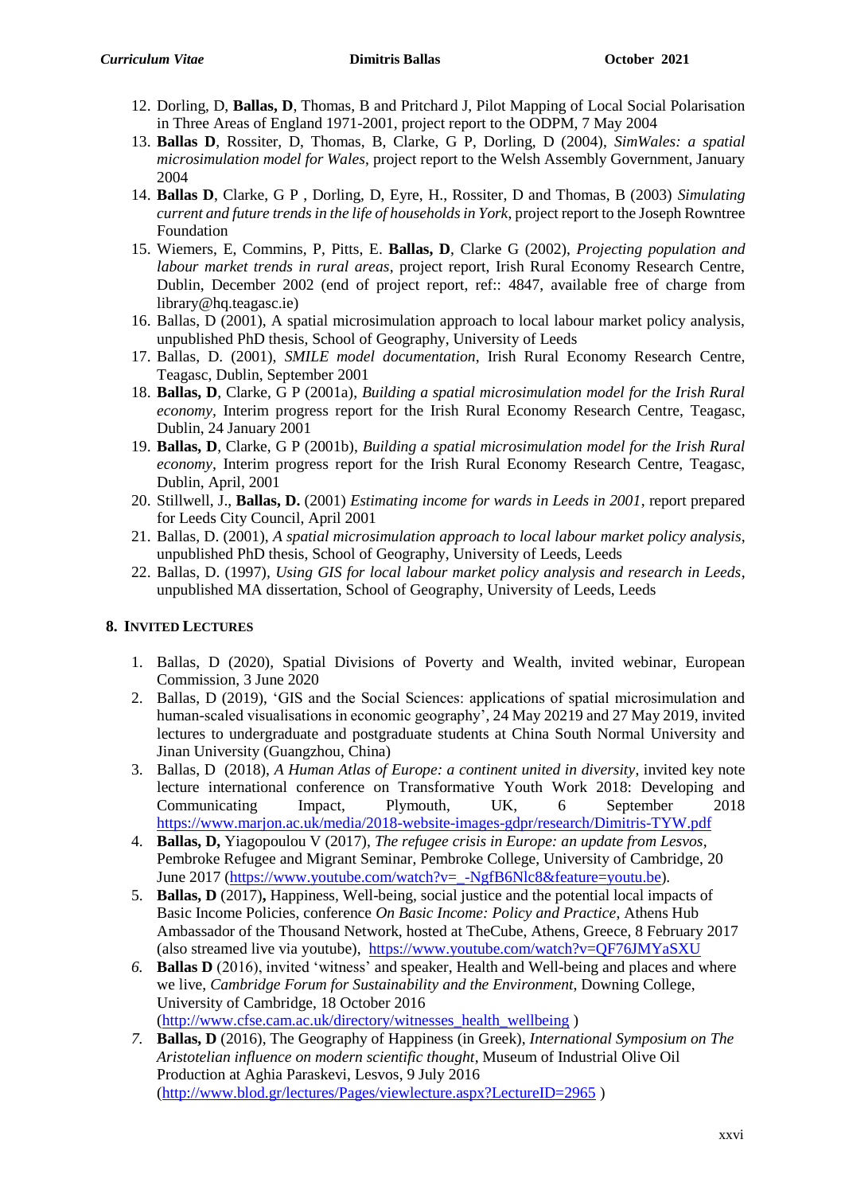12. Dorling, D, **Ballas, D**, Thomas, B and Pritchard J, Pilot Mapping of Local Social Polarisation in Three Areas of England 1971-2001, project report to the ODPM, 7 May 2004
13. **Ballas D**, Rossiter, D, Thomas, B, Clarke, G P, Dorling, D (2004), *SimWales: a spatial microsimulation model for Wales*, project report to the Welsh Assembly Government, January 2004
14. **Ballas D**, Clarke, G P , Dorling, D, Eyre, H., Rossiter, D and Thomas, B (2003) *Simulating current and future trends in the life of households in York*, project report to the Joseph Rowntree Foundation
15. Wiemers, E, Commins, P, Pitts, E. **Ballas, D**, Clarke G (2002), *Projecting population and labour market trends in rural areas*, project report, Irish Rural Economy Research Centre, Dublin, December 2002 (end of project report, ref:: 4847, available free of charge from library@hq.teagasc.ie)
16. Ballas, D (2001), A spatial microsimulation approach to local labour market policy analysis, unpublished PhD thesis, School of Geography, University of Leeds
17. Ballas, D. (2001), *SMILE model documentation*, Irish Rural Economy Research Centre, Teagasc, Dublin, September 2001
18. **Ballas, D**, Clarke, G P (2001a), *Building a spatial microsimulation model for the Irish Rural economy*, Interim progress report for the Irish Rural Economy Research Centre, Teagasc, Dublin, 24 January 2001
19. **Ballas, D**, Clarke, G P (2001b), *Building a spatial microsimulation model for the Irish Rural economy*, Interim progress report for the Irish Rural Economy Research Centre, Teagasc, Dublin, April, 2001
20. Stillwell, J., **Ballas, D.** (2001) *Estimating income for wards in Leeds in 2001*, report prepared for Leeds City Council, April 2001
21. Ballas, D. (2001), *A spatial microsimulation approach to local labour market policy analysis*, unpublished PhD thesis, School of Geography, University of Leeds, Leeds
22. Ballas, D. (1997), *Using GIS for local labour market policy analysis and research in Leeds*, unpublished MA dissertation, School of Geography, University of Leeds, Leeds

## 8. Invited Lectures

1. Ballas, D (2020), Spatial Divisions of Poverty and Wealth, invited webinar, European Commission, 3 June 2020
2. Ballas, D (2019), 'GIS and the Social Sciences: applications of spatial microsimulation and human-scaled visualisations in economic geography', 24 May 20219 and 27 May 2019, invited lectures to undergraduate and postgraduate students at China South Normal University and Jinan University (Guangzhou, China)
3. Ballas, D (2018), *A Human Atlas of Europe: a continent united in diversity*, invited key note lecture international conference on Transformative Youth Work 2018: Developing and Communicating Impact, Plymouth, UK, 6 September 2018 https://www.marjon.ac.uk/media/2018-website-images-gdpr/research/Dimitris-TYW.pdf
4. **Ballas, D,** Yiagopoulou V (2017), *The refugee crisis in Europe: an update from Lesvos*, Pembroke Refugee and Migrant Seminar, Pembroke College, University of Cambridge, 20 June 2017 (https://www.youtube.com/watch?v=_-NgfB6Nlc8&feature=youtu.be).
5. **Ballas, D** (2017)**,** Happiness, Well-being, social justice and the potential local impacts of Basic Income Policies, conference *On Basic Income: Policy and Practice*, Athens Hub Ambassador of the Thousand Network, hosted at TheCube, Athens, Greece, 8 February 2017 (also streamed live via youtube), https://www.youtube.com/watch?v=QF76JMYaSXU
6. **Ballas D** (2016), invited 'witness' and speaker, Health and Well-being and places and where we live, *Cambridge Forum for Sustainability and the Environment*, Downing College, University of Cambridge, 18 October 2016 (http://www.cfse.cam.ac.uk/directory/witnesses_health_wellbeing )
7. **Ballas, D** (2016), The Geography of Happiness (in Greek), *International Symposium on The Aristotelian influence on modern scientific thought*, Museum of Industrial Olive Oil Production at Aghia Paraskevi, Lesvos, 9 July 2016 (http://www.blod.gr/lectures/Pages/viewlecture.aspx?LectureID=2965 )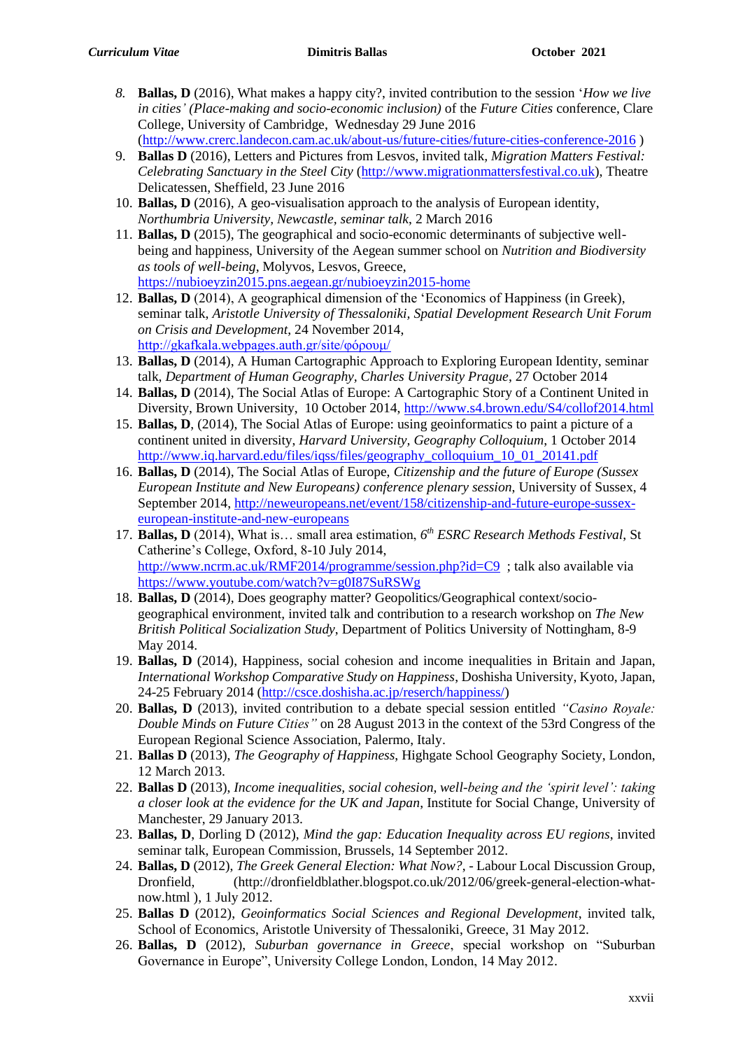8. **Ballas, D** (2016), What makes a happy city?, invited contribution to the session '*How we live in cities' (Place-making and socio-economic inclusion)* of the *Future Cities* conference, Clare College, University of Cambridge, Wednesday 29 June 2016 (http://www.crerc.landecon.cam.ac.uk/about-us/future-cities/future-cities-conference-2016 )
9. **Ballas D** (2016), Letters and Pictures from Lesvos, invited talk, *Migration Matters Festival: Celebrating Sanctuary in the Steel City* (http://www.migrationmattersfestival.co.uk), Theatre Delicatessen, Sheffield, 23 June 2016
10. **Ballas, D** (2016), A geo-visualisation approach to the analysis of European identity, *Northumbria University, Newcastle, seminar talk*, 2 March 2016
11. **Ballas, D** (2015), The geographical and socio-economic determinants of subjective well-being and happiness, University of the Aegean summer school on *Nutrition and Biodiversity as tools of well-being*, Molyvos, Lesvos, Greece, https://nubioeyzin2015.pns.aegean.gr/nubioeyzin2015-home
12. **Ballas, D** (2014), A geographical dimension of the 'Economics of Happiness (in Greek), seminar talk, *Aristotle University of Thessaloniki, Spatial Development Research Unit Forum on Crisis and Development*, 24 November 2014, http://gkafkala.webpages.auth.gr/site/φόρουμ/
13. **Ballas, D** (2014), A Human Cartographic Approach to Exploring European Identity, seminar talk, *Department of Human Geography, Charles University Prague*, 27 October 2014
14. **Ballas, D** (2014), The Social Atlas of Europe: A Cartographic Story of a Continent United in Diversity, Brown University, 10 October 2014, http://www.s4.brown.edu/S4/collof2014.html
15. **Ballas, D**, (2014), The Social Atlas of Europe: using geoinformatics to paint a picture of a continent united in diversity, *Harvard University, Geography Colloquium*, 1 October 2014 http://www.iq.harvard.edu/files/iqss/files/geography_colloquium_10_01_20141.pdf
16. **Ballas, D** (2014), The Social Atlas of Europe, *Citizenship and the future of Europe (Sussex European Institute and New Europeans) conference plenary session*, University of Sussex, 4 September 2014, http://neweuropeans.net/event/158/citizenship-and-future-europe-sussex-european-institute-and-new-europeans
17. **Ballas, D** (2014), What is… small area estimation, *6th ESRC Research Methods Festival*, St Catherine's College, Oxford, 8-10 July 2014, http://www.ncrm.ac.uk/RMF2014/programme/session.php?id=C9 ; talk also available via https://www.youtube.com/watch?v=g0I87SuRSWg
18. **Ballas, D** (2014), Does geography matter? Geopolitics/Geographical context/socio-geographical environment, invited talk and contribution to a research workshop on *The New British Political Socialization Study*, Department of Politics University of Nottingham, 8-9 May 2014.
19. **Ballas, D** (2014), Happiness, social cohesion and income inequalities in Britain and Japan, *International Workshop Comparative Study on Happiness*, Doshisha University, Kyoto, Japan, 24-25 February 2014 (http://csce.doshisha.ac.jp/reserch/happiness/)
20. **Ballas, D** (2013), invited contribution to a debate special session entitled *"Casino Royale: Double Minds on Future Cities"* on 28 August 2013 in the context of the 53rd Congress of the European Regional Science Association, Palermo, Italy.
21. **Ballas D** (2013), *The Geography of Happiness*, Highgate School Geography Society, London, 12 March 2013.
22. **Ballas D** (2013), *Income inequalities, social cohesion, well-being and the 'spirit level': taking a closer look at the evidence for the UK and Japan*, Institute for Social Change, University of Manchester, 29 January 2013.
23. **Ballas, D**, Dorling D (2012), *Mind the gap: Education Inequality across EU regions*, invited seminar talk, European Commission, Brussels, 14 September 2012.
24. **Ballas, D** (2012), *The Greek General Election: What Now?*, - Labour Local Discussion Group, Dronfield, (http://dronfieldblather.blogspot.co.uk/2012/06/greek-general-election-what-now.html ), 1 July 2012.
25. **Ballas D** (2012), *Geoinformatics Social Sciences and Regional Development*, invited talk, School of Economics, Aristotle University of Thessaloniki, Greece, 31 May 2012.
26. **Ballas, D** (2012), *Suburban governance in Greece*, special workshop on "Suburban Governance in Europe", University College London, London, 14 May 2012.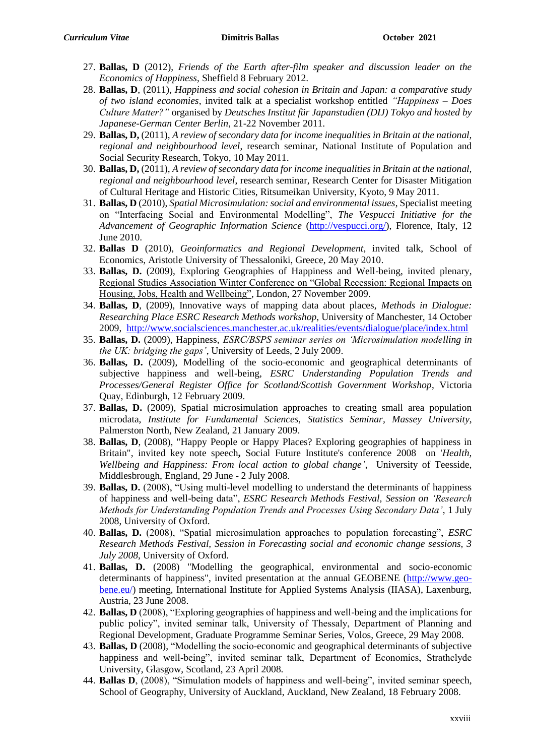27. **Ballas, D** (2012), *Friends of the Earth after-film speaker and discussion leader on the Economics of Happiness*, Sheffield 8 February 2012.
28. **Ballas, D**, (2011), *Happiness and social cohesion in Britain and Japan: a comparative study of two island economies*, invited talk at a specialist workshop entitled *"Happiness – Does Culture Matter?"* organised by *Deutsches Institut für Japanstudien (DIJ) Tokyo and hosted by Japanese-German Center Berlin*, 21-22 November 2011.
29. **Ballas, D,** (2011), *A review of secondary data for income inequalities in Britain at the national, regional and neighbourhood level*, research seminar, National Institute of Population and Social Security Research, Tokyo, 10 May 2011.
30. **Ballas, D,** (2011), *A review of secondary data for income inequalities in Britain at the national, regional and neighbourhood level*, research seminar, Research Center for Disaster Mitigation of Cultural Heritage and Historic Cities, Ritsumeikan University, Kyoto, 9 May 2011.
31. **Ballas, D** (2010), *Spatial Microsimulation: social and environmental issues*, Specialist meeting on "Interfacing Social and Environmental Modelling", *The Vespucci Initiative for the Advancement of Geographic Information Science* (http://vespucci.org/), Florence, Italy, 12 June 2010.
32. **Ballas D** (2010), *Geoinformatics and Regional Development*, invited talk, School of Economics, Aristotle University of Thessaloniki, Greece, 20 May 2010.
33. **Ballas, D.** (2009), Exploring Geographies of Happiness and Well-being, invited plenary, Regional Studies Association Winter Conference on "Global Recession: Regional Impacts on Housing, Jobs, Health and Wellbeing", London, 27 November 2009.
34. **Ballas, D**, (2009), Innovative ways of mapping data about places, *Methods in Dialogue: Researching Place ESRC Research Methods workshop*, University of Manchester, 14 October 2009, http://www.socialsciences.manchester.ac.uk/realities/events/dialogue/place/index.html
35. **Ballas, D.** (2009), Happiness, *ESRC/BSPS seminar series on 'Microsimulation modelling in the UK: bridging the gaps'*, University of Leeds, 2 July 2009.
36. **Ballas, D.** (2009), Modelling of the socio-economic and geographical determinants of subjective happiness and well-being, *ESRC Understanding Population Trends and Processes/General Register Office for Scotland/Scottish Government Workshop*, Victoria Quay, Edinburgh, 12 February 2009.
37. **Ballas, D.** (2009), Spatial microsimulation approaches to creating small area population microdata, *Institute for Fundamental Sciences, Statistics Seminar, Massey University*, Palmerston North, New Zealand, 21 January 2009.
38. **Ballas, D**, (2008), "Happy People or Happy Places? Exploring geographies of happiness in Britain", invited key note speech**,** Social Future Institute's conference 2008 on '*Health, Wellbeing and Happiness: From local action to global change'*, University of Teesside, Middlesbrough, England, 29 June - 2 July 2008.
39. **Ballas, D.** (2008), "Using multi-level modelling to understand the determinants of happiness of happiness and well-being data", *ESRC Research Methods Festival, Session on 'Research Methods for Understanding Population Trends and Processes Using Secondary Data'*, 1 July 2008, University of Oxford.
40. **Ballas, D.** (2008), "Spatial microsimulation approaches to population forecasting", *ESRC Research Methods Festival, Session in Forecasting social and economic change sessions, 3 July 2008*, University of Oxford.
41. **Ballas, D.** (2008) "Modelling the geographical, environmental and socio-economic determinants of happiness", invited presentation at the annual GEOBENE (http://www.geo-bene.eu/) meeting, International Institute for Applied Systems Analysis (IIASA), Laxenburg, Austria, 23 June 2008.
42. **Ballas, D** (2008), "Exploring geographies of happiness and well-being and the implications for public policy", invited seminar talk, University of Thessaly, Department of Planning and Regional Development, Graduate Programme Seminar Series, Volos, Greece, 29 May 2008.
43. **Ballas, D** (2008), "Modelling the socio-economic and geographical determinants of subjective happiness and well-being", invited seminar talk, Department of Economics, Strathclyde University, Glasgow, Scotland, 23 April 2008.
44. **Ballas D**, (2008), "Simulation models of happiness and well-being", invited seminar speech, School of Geography, University of Auckland, Auckland, New Zealand, 18 February 2008.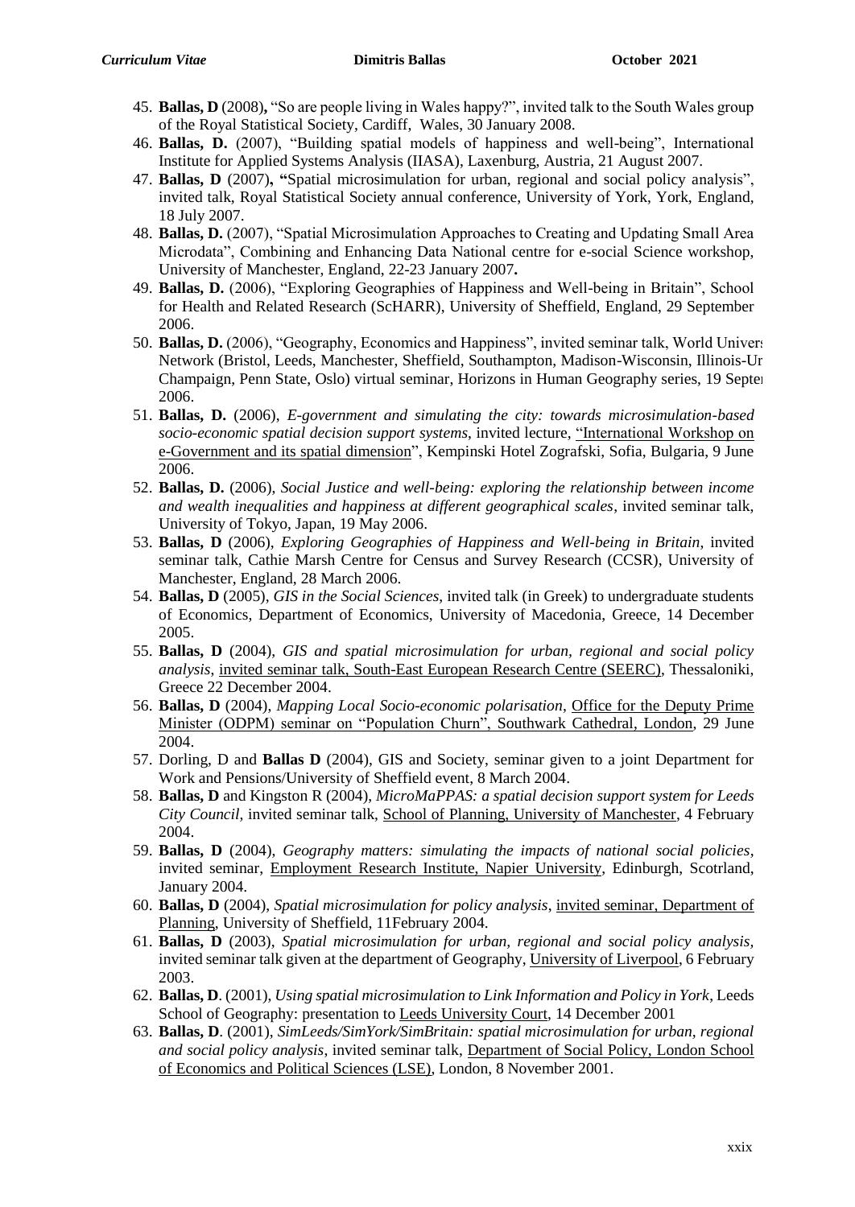45. **Ballas, D** (2008)**,** "So are people living in Wales happy?", invited talk to the South Wales group of the Royal Statistical Society, Cardiff, Wales, 30 January 2008.
46. **Ballas, D.** (2007), "Building spatial models of happiness and well-being", International Institute for Applied Systems Analysis (IIASA), Laxenburg, Austria, 21 August 2007.
47. **Ballas, D** (2007)**, "**Spatial microsimulation for urban, regional and social policy analysis", invited talk, Royal Statistical Society annual conference, University of York, York, England, 18 July 2007.
48. **Ballas, D.** (2007), "Spatial Microsimulation Approaches to Creating and Updating Small Area Microdata", Combining and Enhancing Data National centre for e-social Science workshop, University of Manchester, England, 22-23 January 2007**.**
49. **Ballas, D.** (2006), "Exploring Geographies of Happiness and Well-being in Britain", School for Health and Related Research (ScHARR), University of Sheffield, England, 29 September 2006.
50. **Ballas, D.** (2006), "Geography, Economics and Happiness", invited seminar talk, World Univers Network (Bristol, Leeds, Manchester, Sheffield, Southampton, Madison-Wisconsin, Illinois-Ur Champaign, Penn State, Oslo) virtual seminar, Horizons in Human Geography series, 19 Septem 2006.
51. **Ballas, D.** (2006), *E-government and simulating the city: towards microsimulation-based socio-economic spatial decision support systems,* invited lecture, "International Workshop on e-Government and its spatial dimension", Kempinski Hotel Zografski, Sofia, Bulgaria, 9 June 2006.
52. **Ballas, D.** (2006), *Social Justice and well-being: exploring the relationship between income and wealth inequalities and happiness at different geographical scales*, invited seminar talk, University of Tokyo, Japan, 19 May 2006.
53. **Ballas, D** (2006), *Exploring Geographies of Happiness and Well-being in Britain*, invited seminar talk, Cathie Marsh Centre for Census and Survey Research (CCSR), University of Manchester, England, 28 March 2006.
54. **Ballas, D** (2005), *GIS in the Social Sciences,* invited talk (in Greek) to undergraduate students of Economics, Department of Economics, University of Macedonia, Greece, 14 December 2005.
55. **Ballas, D** (2004), *GIS and spatial microsimulation for urban, regional and social policy analysis*, invited seminar talk, South-East European Research Centre (SEERC), Thessaloniki, Greece 22 December 2004.
56. **Ballas, D** (2004), *Mapping Local Socio-economic polarisation*, Office for the Deputy Prime Minister (ODPM) seminar on "Population Churn", Southwark Cathedral, London, 29 June 2004.
57. Dorling, D and **Ballas D** (2004), GIS and Society, seminar given to a joint Department for Work and Pensions/University of Sheffield event, 8 March 2004.
58. **Ballas, D** and Kingston R (2004), *MicroMaPPAS: a spatial decision support system for Leeds City Council*, invited seminar talk, School of Planning, University of Manchester, 4 February 2004.
59. **Ballas, D** (2004), *Geography matters: simulating the impacts of national social policies*, invited seminar, Employment Research Institute, Napier University, Edinburgh, Scotrland, January 2004.
60. **Ballas, D** (2004), *Spatial microsimulation for policy analysis*, invited seminar, Department of Planning, University of Sheffield, 11February 2004.
61. **Ballas, D** (2003), *Spatial microsimulation for urban, regional and social policy analysis,* invited seminar talk given at the department of Geography, University of Liverpool, 6 February 2003.
62. **Ballas, D**. (2001), *Using spatial microsimulation to Link Information and Policy in York*, Leeds School of Geography: presentation to Leeds University Court, 14 December 2001
63. **Ballas, D**. (2001), *SimLeeds/SimYork/SimBritain: spatial microsimulation for urban, regional and social policy analysis*, invited seminar talk, Department of Social Policy, London School of Economics and Political Sciences (LSE), London, 8 November 2001.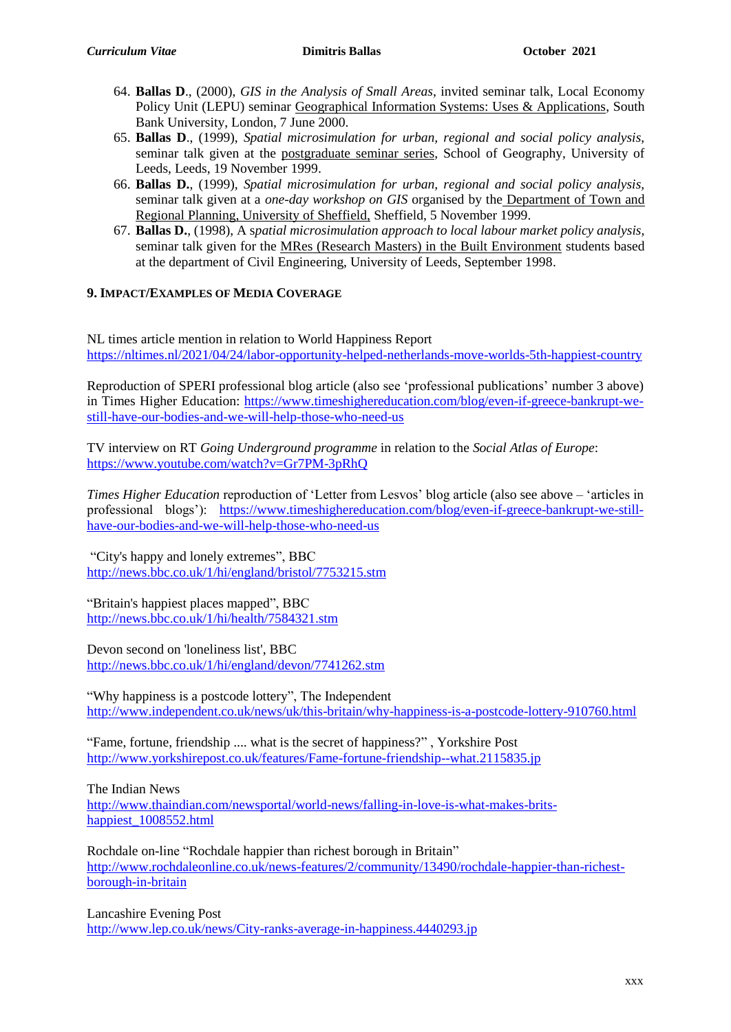64. **Ballas D**., (2000), *GIS in the Analysis of Small Areas*, invited seminar talk, Local Economy Policy Unit (LEPU) seminar Geographical Information Systems: Uses & Applications, South Bank University, London, 7 June 2000.
65. **Ballas D**., (1999), *Spatial microsimulation for urban, regional and social policy analysis,* seminar talk given at the postgraduate seminar series, School of Geography, University of Leeds, Leeds, 19 November 1999.
66. **Ballas D.**, (1999), *Spatial microsimulation for urban, regional and social policy analysis,* seminar talk given at a *one-day workshop on GIS* organised by the Department of Town and Regional Planning, University of Sheffield, Sheffield, 5 November 1999.
67. **Ballas D.**, (1998), A *spatial microsimulation approach to local labour market policy analysis,* seminar talk given for the MRes (Research Masters) in the Built Environment students based at the department of Civil Engineering, University of Leeds, September 1998.

## 9. Impact/Examples of Media Coverage

NL times article mention in relation to World Happiness Report
https://nltimes.nl/2021/04/24/labor-opportunity-helped-netherlands-move-worlds-5th-happiest-country

Reproduction of SPERI professional blog article (also see 'professional publications' number 3 above) in Times Higher Education: https://www.timeshighereducation.com/blog/even-if-greece-bankrupt-we-still-have-our-bodies-and-we-will-help-those-who-need-us

TV interview on RT *Going Underground programme* in relation to the *Social Atlas of Europe*: https://www.youtube.com/watch?v=Gr7PM-3pRhQ

*Times Higher Education* reproduction of 'Letter from Lesvos' blog article (also see above – 'articles in professional blogs'): https://www.timeshighereducation.com/blog/even-if-greece-bankrupt-we-still-have-our-bodies-and-we-will-help-those-who-need-us

"City's happy and lonely extremes", BBC
http://news.bbc.co.uk/1/hi/england/bristol/7753215.stm

"Britain's happiest places mapped", BBC
http://news.bbc.co.uk/1/hi/health/7584321.stm

Devon second on 'loneliness list', BBC
http://news.bbc.co.uk/1/hi/england/devon/7741262.stm

"Why happiness is a postcode lottery", The Independent
http://www.independent.co.uk/news/uk/this-britain/why-happiness-is-a-postcode-lottery-910760.html

"Fame, fortune, friendship .... what is the secret of happiness?" , Yorkshire Post
http://www.yorkshirepost.co.uk/features/Fame-fortune-friendship--what.2115835.jp

The Indian News
http://www.thaindian.com/newsportal/world-news/falling-in-love-is-what-makes-brits-happiest_1008552.html

Rochdale on-line "Rochdale happier than richest borough in Britain"
http://www.rochdaleonline.co.uk/news-features/2/community/13490/rochdale-happier-than-richest-borough-in-britain

Lancashire Evening Post
http://www.lep.co.uk/news/City-ranks-average-in-happiness.4440293.jp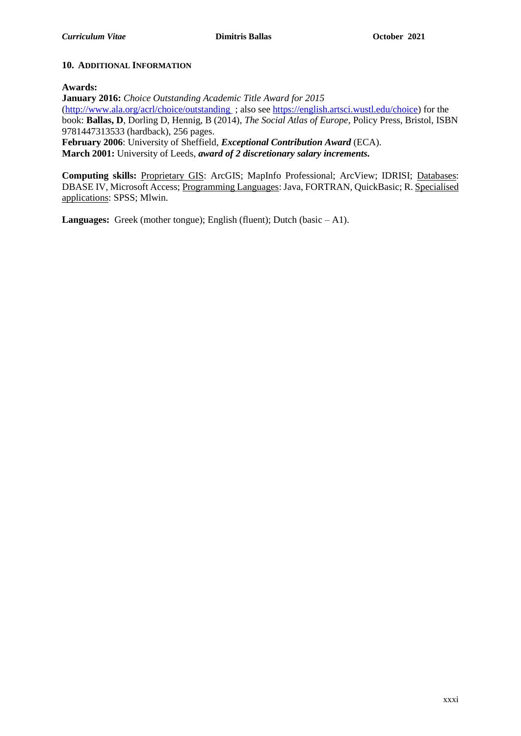## 10. Additional Information

**Awards:**

**January 2016:** *Choice Outstanding Academic Title Award for 2015* (http://www.ala.org/acrl/choice/outstanding ; also see https://english.artsci.wustl.edu/choice) for the book: **Ballas, D**, Dorling D, Hennig, B (2014), *The Social Atlas of Europe*, Policy Press, Bristol, ISBN 9781447313533 (hardback), 256 pages.

**February 2006**: University of Sheffield, ***Exceptional Contribution Award*** (ECA).

**March 2001:** University of Leeds, ***award of 2 discretionary salary increments.***

**Computing skills:** Proprietary GIS: ArcGIS; MapInfo Professional; ArcView; IDRISI; Databases: DBASE IV, Microsoft Access; Programming Languages: Java, FORTRAN, QuickBasic; R. Specialised applications: SPSS; Mlwin.

**Languages:** Greek (mother tongue); English (fluent); Dutch (basic – A1).